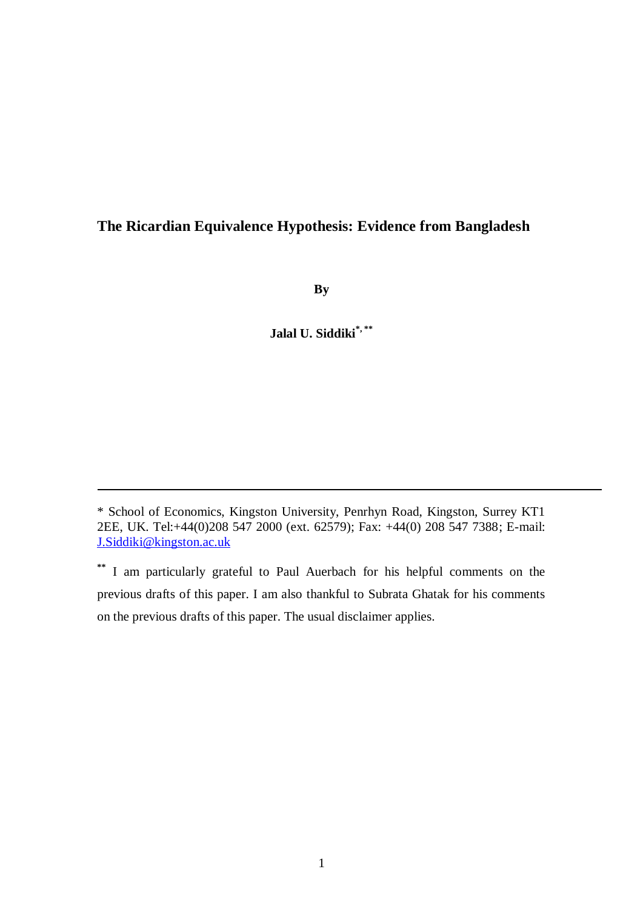# The Ricardian Equivalence Hypothesis: Evidence from Bangladesh

**By**

**Jalal U. Siddiki[*, **]**

---

[*] School of Economics, Kingston University, Penrhyn Road, Kingston, Surrey KT1 2EE, UK. Tel:+44(0)208 547 2000 (ext. 62579); Fax: +44(0) 208 547 7388; E-mail: J.Siddiki@kingston.ac.uk

[**] I am particularly grateful to Paul Auerbach for his helpful comments on the previous drafts of this paper. I am also thankful to Subrata Ghatak for his comments on the previous drafts of this paper. The usual disclaimer applies.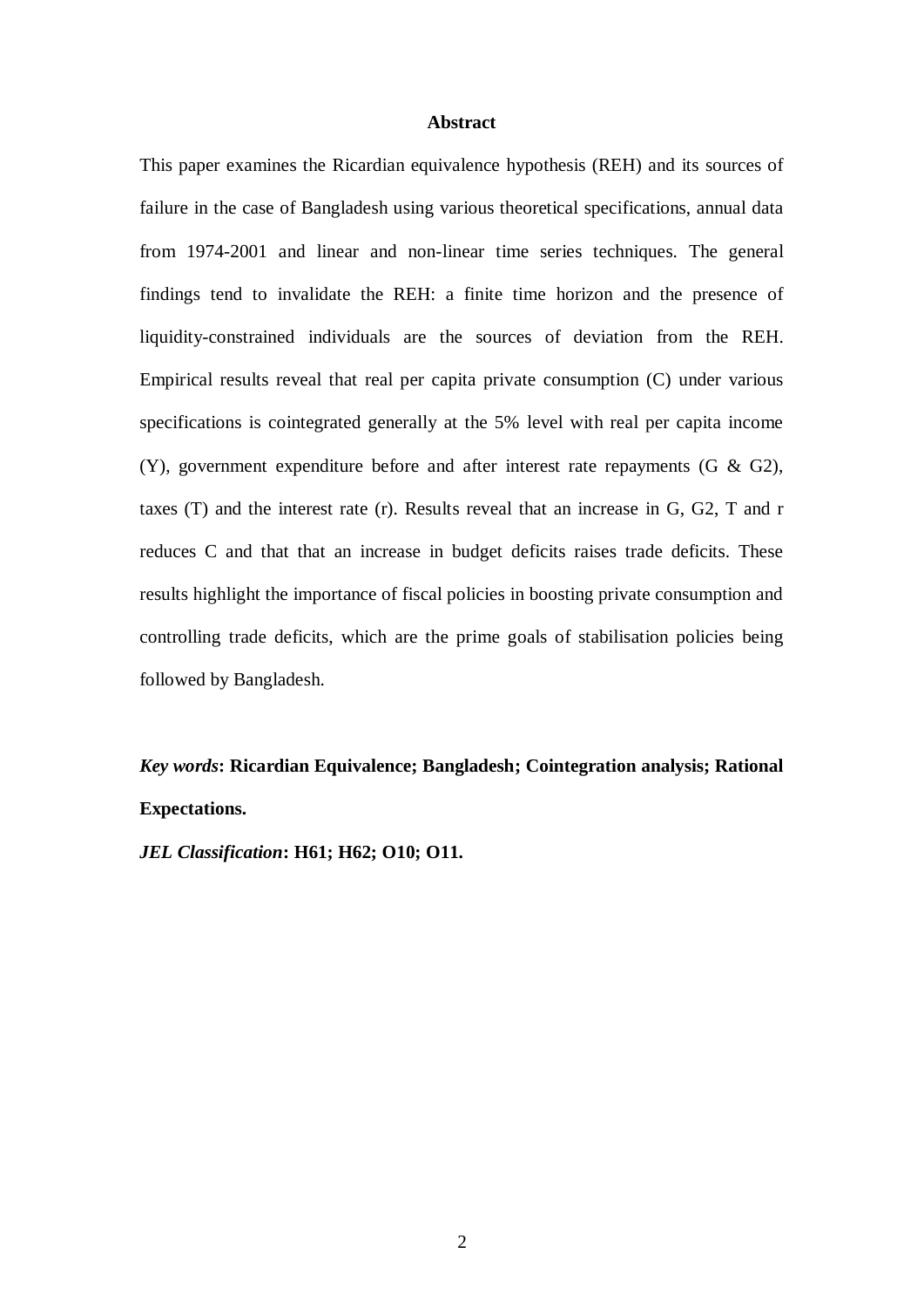## Abstract

This paper examines the Ricardian equivalence hypothesis (REH) and its sources of failure in the case of Bangladesh using various theoretical specifications, annual data from 1974-2001 and linear and non-linear time series techniques. The general findings tend to invalidate the REH: a finite time horizon and the presence of liquidity-constrained individuals are the sources of deviation from the REH. Empirical results reveal that real per capita private consumption (C) under various specifications is cointegrated generally at the 5% level with real per capita income (Y), government expenditure before and after interest rate repayments (G & G2), taxes (T) and the interest rate (r). Results reveal that an increase in G, G2, T and r reduces C and that that an increase in budget deficits raises trade deficits. These results highlight the importance of fiscal policies in boosting private consumption and controlling trade deficits, which are the prime goals of stabilisation policies being followed by Bangladesh.

***Key words*: Ricardian Equivalence; Bangladesh; Cointegration analysis; Rational Expectations.**

***JEL Classification*: H61; H62; O10; O11.**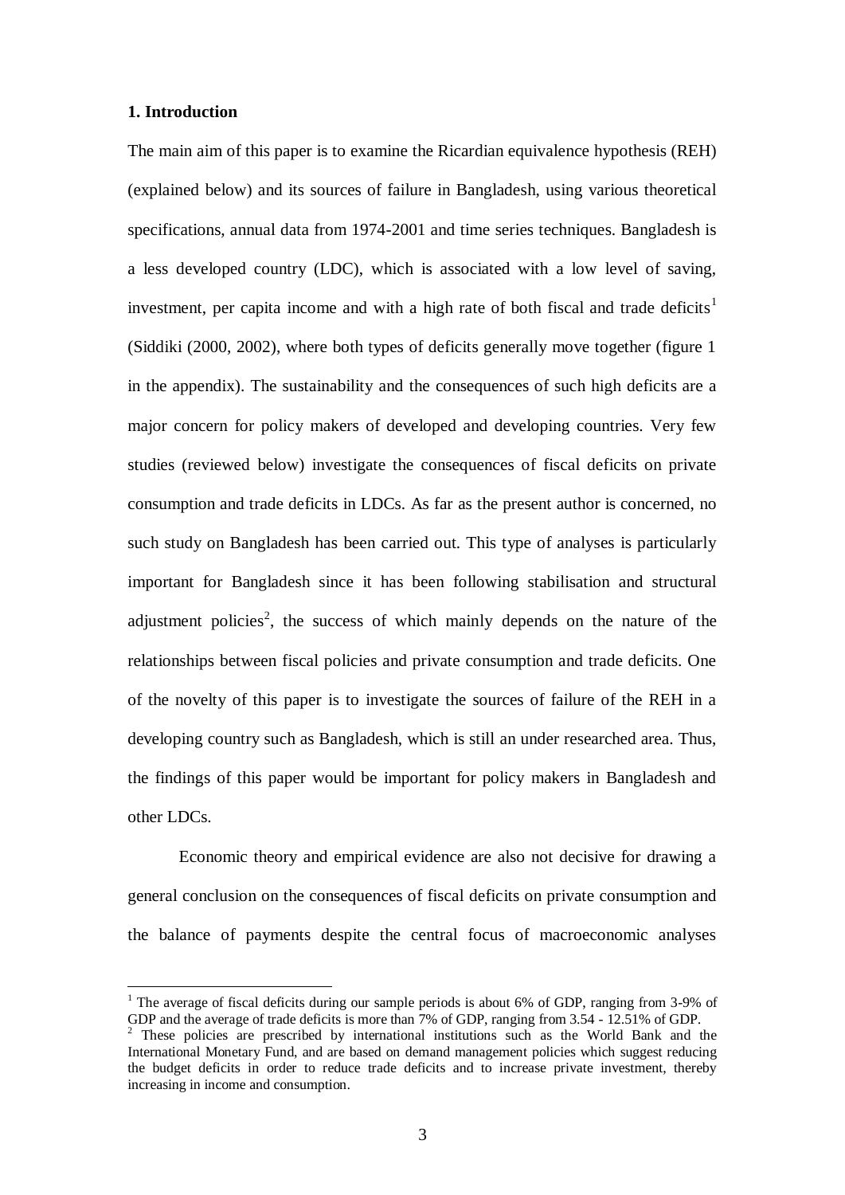## 1. Introduction

The main aim of this paper is to examine the Ricardian equivalence hypothesis (REH) (explained below) and its sources of failure in Bangladesh, using various theoretical specifications, annual data from 1974-2001 and time series techniques. Bangladesh is a less developed country (LDC), which is associated with a low level of saving, investment, per capita income and with a high rate of both fiscal and trade deficits[1] (Siddiki (2000, 2002), where both types of deficits generally move together (figure 1 in the appendix). The sustainability and the consequences of such high deficits are a major concern for policy makers of developed and developing countries. Very few studies (reviewed below) investigate the consequences of fiscal deficits on private consumption and trade deficits in LDCs. As far as the present author is concerned, no such study on Bangladesh has been carried out. This type of analyses is particularly important for Bangladesh since it has been following stabilisation and structural adjustment policies[2], the success of which mainly depends on the nature of the relationships between fiscal policies and private consumption and trade deficits. One of the novelty of this paper is to investigate the sources of failure of the REH in a developing country such as Bangladesh, which is still an under researched area. Thus, the findings of this paper would be important for policy makers in Bangladesh and other LDCs.

Economic theory and empirical evidence are also not decisive for drawing a general conclusion on the consequences of fiscal deficits on private consumption and the balance of payments despite the central focus of macroeconomic analyses

---

[1] The average of fiscal deficits during our sample periods is about 6% of GDP, ranging from 3-9% of GDP and the average of trade deficits is more than 7% of GDP, ranging from 3.54 - 12.51% of GDP.

[2] These policies are prescribed by international institutions such as the World Bank and the International Monetary Fund, and are based on demand management policies which suggest reducing the budget deficits in order to reduce trade deficits and to increase private investment, thereby increasing in income and consumption.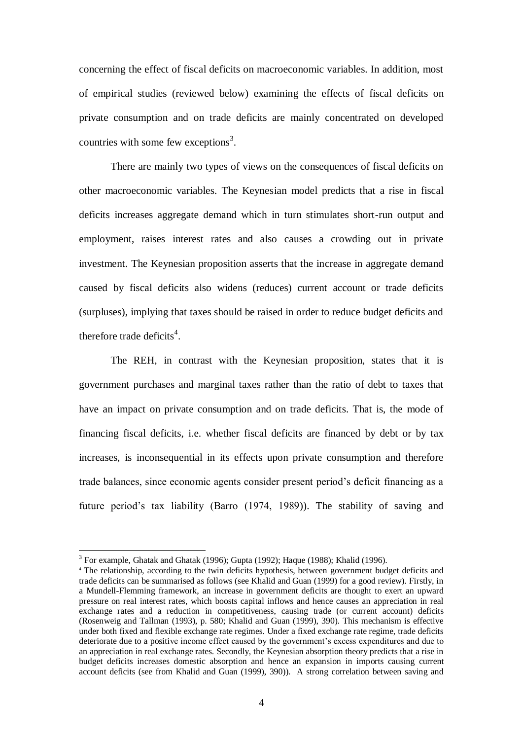concerning the effect of fiscal deficits on macroeconomic variables. In addition, most of empirical studies (reviewed below) examining the effects of fiscal deficits on private consumption and on trade deficits are mainly concentrated on developed countries with some few exceptions[3].

There are mainly two types of views on the consequences of fiscal deficits on other macroeconomic variables. The Keynesian model predicts that a rise in fiscal deficits increases aggregate demand which in turn stimulates short-run output and employment, raises interest rates and also causes a crowding out in private investment. The Keynesian proposition asserts that the increase in aggregate demand caused by fiscal deficits also widens (reduces) current account or trade deficits (surpluses), implying that taxes should be raised in order to reduce budget deficits and therefore trade deficits[4].

The REH, in contrast with the Keynesian proposition, states that it is government purchases and marginal taxes rather than the ratio of debt to taxes that have an impact on private consumption and on trade deficits. That is, the mode of financing fiscal deficits, i.e. whether fiscal deficits are financed by debt or by tax increases, is inconsequential in its effects upon private consumption and therefore trade balances, since economic agents consider present period's deficit financing as a future period's tax liability (Barro (1974, 1989)). The stability of saving and

---

[3] For example, Ghatak and Ghatak (1996); Gupta (1992); Haque (1988); Khalid (1996).

[4] The relationship, according to the twin deficits hypothesis, between government budget deficits and trade deficits can be summarised as follows (see Khalid and Guan (1999) for a good review). Firstly, in a Mundell-Flemming framework, an increase in government deficits are thought to exert an upward pressure on real interest rates, which boosts capital inflows and hence causes an appreciation in real exchange rates and a reduction in competitiveness, causing trade (or current account) deficits (Rosenweig and Tallman (1993), p. 580; Khalid and Guan (1999), 390). This mechanism is effective under both fixed and flexible exchange rate regimes. Under a fixed exchange rate regime, trade deficits deteriorate due to a positive income effect caused by the government's excess expenditures and due to an appreciation in real exchange rates. Secondly, the Keynesian absorption theory predicts that a rise in budget deficits increases domestic absorption and hence an expansion in imports causing current account deficits (see from Khalid and Guan (1999), 390)). A strong correlation between saving and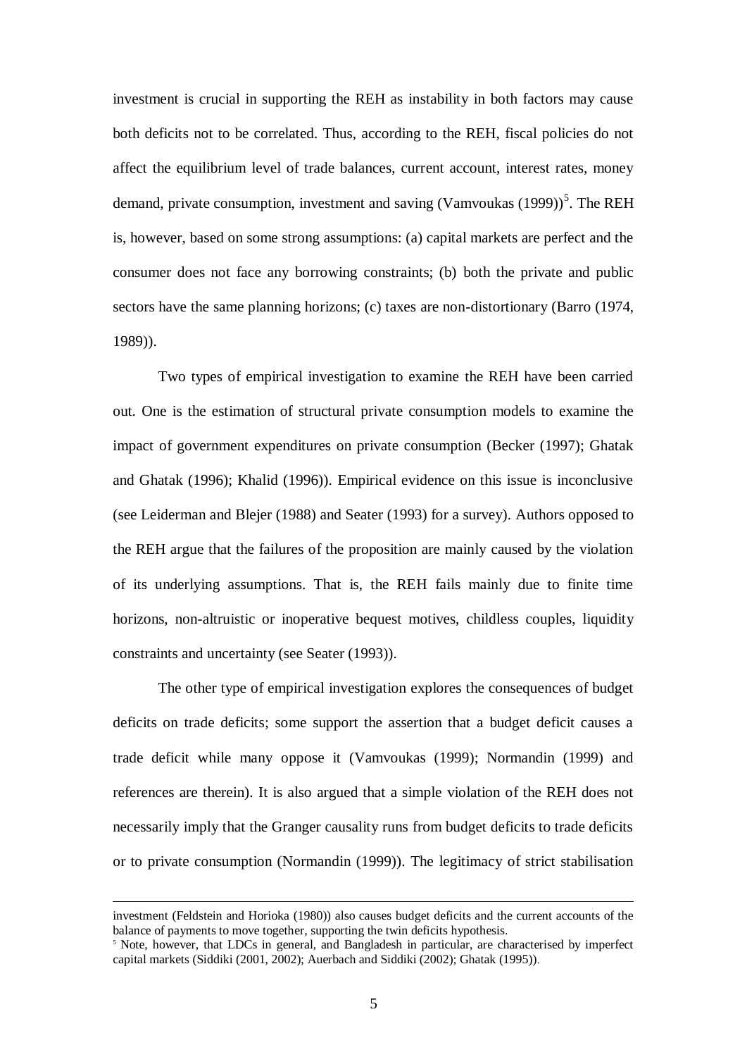investment is crucial in supporting the REH as instability in both factors may cause both deficits not to be correlated. Thus, according to the REH, fiscal policies do not affect the equilibrium level of trade balances, current account, interest rates, money demand, private consumption, investment and saving (Vamvoukas (1999))[5]. The REH is, however, based on some strong assumptions: (a) capital markets are perfect and the consumer does not face any borrowing constraints; (b) both the private and public sectors have the same planning horizons; (c) taxes are non-distortionary (Barro (1974, 1989)).

Two types of empirical investigation to examine the REH have been carried out. One is the estimation of structural private consumption models to examine the impact of government expenditures on private consumption (Becker (1997); Ghatak and Ghatak (1996); Khalid (1996)). Empirical evidence on this issue is inconclusive (see Leiderman and Blejer (1988) and Seater (1993) for a survey). Authors opposed to the REH argue that the failures of the proposition are mainly caused by the violation of its underlying assumptions. That is, the REH fails mainly due to finite time horizons, non-altruistic or inoperative bequest motives, childless couples, liquidity constraints and uncertainty (see Seater (1993)).

The other type of empirical investigation explores the consequences of budget deficits on trade deficits; some support the assertion that a budget deficit causes a trade deficit while many oppose it (Vamvoukas (1999); Normandin (1999) and references are therein). It is also argued that a simple violation of the REH does not necessarily imply that the Granger causality runs from budget deficits to trade deficits or to private consumption (Normandin (1999)). The legitimacy of strict stabilisation

---

investment (Feldstein and Horioka (1980)) also causes budget deficits and the current accounts of the balance of payments to move together, supporting the twin deficits hypothesis.

[5] Note, however, that LDCs in general, and Bangladesh in particular, are characterised by imperfect capital markets (Siddiki (2001, 2002); Auerbach and Siddiki (2002); Ghatak (1995)).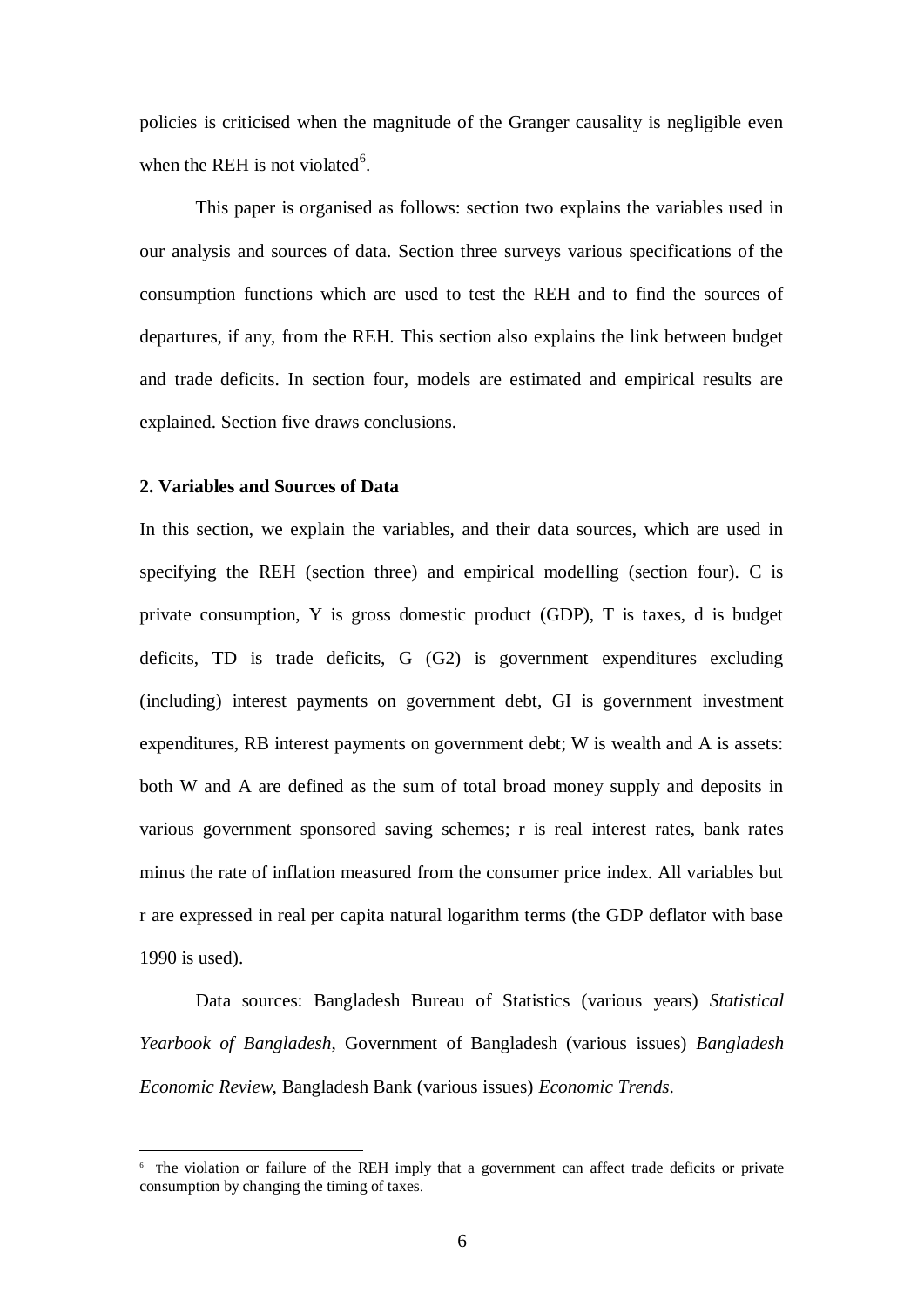policies is criticised when the magnitude of the Granger causality is negligible even when the REH is not violated[6].

This paper is organised as follows: section two explains the variables used in our analysis and sources of data. Section three surveys various specifications of the consumption functions which are used to test the REH and to find the sources of departures, if any, from the REH. This section also explains the link between budget and trade deficits. In section four, models are estimated and empirical results are explained. Section five draws conclusions.

## 2. Variables and Sources of Data

In this section, we explain the variables, and their data sources, which are used in specifying the REH (section three) and empirical modelling (section four). C is private consumption, Y is gross domestic product (GDP), T is taxes, d is budget deficits, TD is trade deficits, G (G2) is government expenditures excluding (including) interest payments on government debt, GI is government investment expenditures, RB interest payments on government debt; W is wealth and A is assets: both W and A are defined as the sum of total broad money supply and deposits in various government sponsored saving schemes; r is real interest rates, bank rates minus the rate of inflation measured from the consumer price index. All variables but r are expressed in real per capita natural logarithm terms (the GDP deflator with base 1990 is used).

Data sources: Bangladesh Bureau of Statistics (various years) *Statistical Yearbook of Bangladesh*, Government of Bangladesh (various issues) *Bangladesh Economic Review*, Bangladesh Bank (various issues) *Economic Trends*.

---

[6] The violation or failure of the REH imply that a government can affect trade deficits or private consumption by changing the timing of taxes.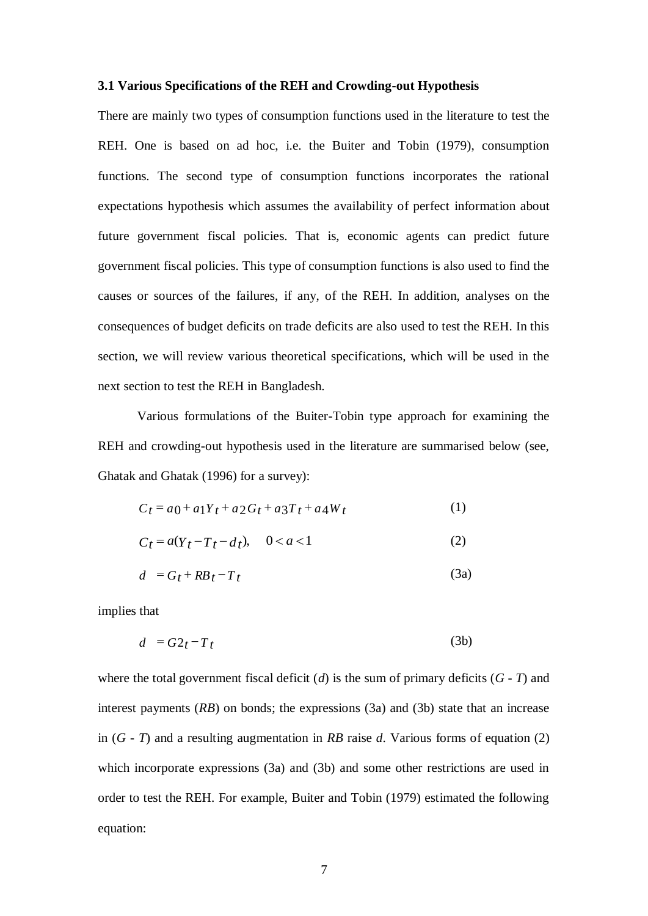### 3.1 Various Specifications of the REH and Crowding-out Hypothesis

There are mainly two types of consumption functions used in the literature to test the REH. One is based on ad hoc, i.e. the Buiter and Tobin (1979), consumption functions. The second type of consumption functions incorporates the rational expectations hypothesis which assumes the availability of perfect information about future government fiscal policies. That is, economic agents can predict future government fiscal policies. This type of consumption functions is also used to find the causes or sources of the failures, if any, of the REH. In addition, analyses on the consequences of budget deficits on trade deficits are also used to test the REH. In this section, we will review various theoretical specifications, which will be used in the next section to test the REH in Bangladesh.

Various formulations of the Buiter-Tobin type approach for examining the REH and crowding-out hypothesis used in the literature are summarised below (see, Ghatak and Ghatak (1996) for a survey):

$$C_t = a_0 + a_1 Y_t + a_2 G_t + a_3 T_t + a_4 W_t \tag{1}$$

$$C_t = a(Y_t - T_t - d_t), \quad 0 < a < 1 \tag{2}$$

$$d = G_t + RB_t - T_t \tag{3a}$$

implies that

$$d = G2_t - T_t \tag{3b}$$

where the total government fiscal deficit ($d$) is the sum of primary deficits ($G$ - $T$) and interest payments ($RB$) on bonds; the expressions (3a) and (3b) state that an increase in ($G$ - $T$) and a resulting augmentation in $RB$ raise $d$. Various forms of equation (2) which incorporate expressions (3a) and (3b) and some other restrictions are used in order to test the REH. For example, Buiter and Tobin (1979) estimated the following equation: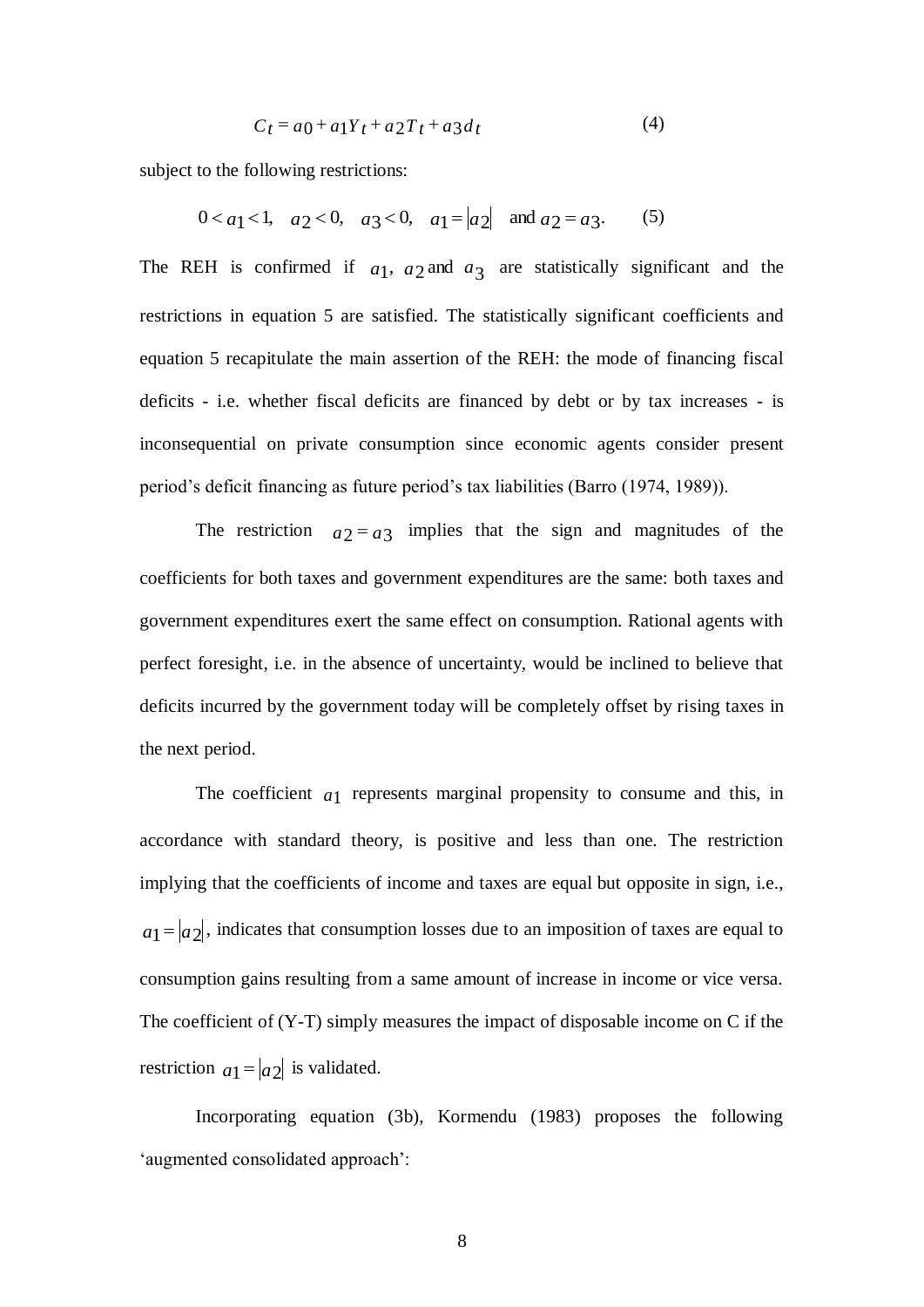$$C_t = a_0 + a_1 Y_t + a_2 T_t + a_3 d_t \tag{4}$$

subject to the following restrictions:

$$0 < a_1 < 1, \quad a_2 < 0, \quad a_3 < 0, \quad a_1 = |a_2| \quad \text{and } a_2 = a_3. \tag{5}$$

The REH is confirmed if $a_1$, $a_2$ and $a_3$ are statistically significant and the restrictions in equation 5 are satisfied. The statistically significant coefficients and equation 5 recapitulate the main assertion of the REH: the mode of financing fiscal deficits - i.e. whether fiscal deficits are financed by debt or by tax increases - is inconsequential on private consumption since economic agents consider present period's deficit financing as future period's tax liabilities (Barro (1974, 1989)).

The restriction $a_2 = a_3$ implies that the sign and magnitudes of the coefficients for both taxes and government expenditures are the same: both taxes and government expenditures exert the same effect on consumption. Rational agents with perfect foresight, i.e. in the absence of uncertainty, would be inclined to believe that deficits incurred by the government today will be completely offset by rising taxes in the next period.

The coefficient $a_1$ represents marginal propensity to consume and this, in accordance with standard theory, is positive and less than one. The restriction implying that the coefficients of income and taxes are equal but opposite in sign, i.e., $a_1 = |a_2|$, indicates that consumption losses due to an imposition of taxes are equal to consumption gains resulting from a same amount of increase in income or vice versa. The coefficient of (Y-T) simply measures the impact of disposable income on C if the restriction $a_1 = |a_2|$ is validated.

Incorporating equation (3b), Kormendu (1983) proposes the following 'augmented consolidated approach':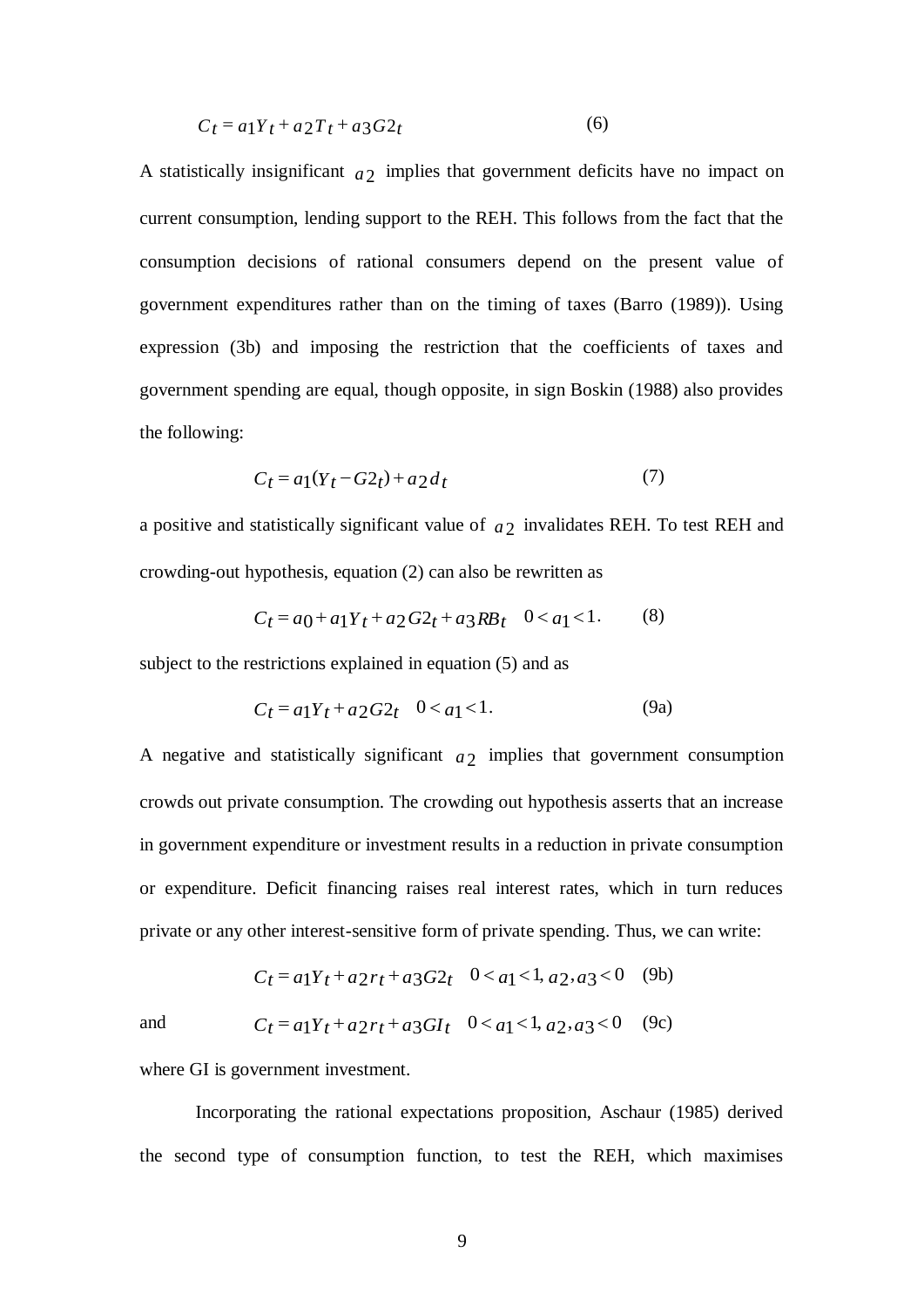$$C_t = a_1 Y_t + a_2 T_t + a_3 G2_t \quad (6)$$

A statistically insignificant $a_2$ implies that government deficits have no impact on current consumption, lending support to the REH. This follows from the fact that the consumption decisions of rational consumers depend on the present value of government expenditures rather than on the timing of taxes (Barro (1989)). Using expression (3b) and imposing the restriction that the coefficients of taxes and government spending are equal, though opposite, in sign Boskin (1988) also provides the following:

$$C_t = a_1(Y_t - G2_t) + a_2 d_t \quad (7)$$

a positive and statistically significant value of $a_2$ invalidates REH. To test REH and crowding-out hypothesis, equation (2) can also be rewritten as

$$C_t = a_0 + a_1 Y_t + a_2 G2_t + a_3 RB_t \quad 0 < a_1 < 1. \quad (8)$$

subject to the restrictions explained in equation (5) and as

$$C_t = a_1 Y_t + a_2 G2_t \quad 0 < a_1 < 1. \quad (9a)$$

A negative and statistically significant $a_2$ implies that government consumption crowds out private consumption. The crowding out hypothesis asserts that an increase in government expenditure or investment results in a reduction in private consumption or expenditure. Deficit financing raises real interest rates, which in turn reduces private or any other interest-sensitive form of private spending. Thus, we can write:

$$C_t = a_1 Y_t + a_2 r_t + a_3 G2_t \quad 0 < a_1 < 1,\ a_2, a_3 < 0 \quad (9b)$$

and

$$C_t = a_1 Y_t + a_2 r_t + a_3 GI_t \quad 0 < a_1 < 1,\ a_2, a_3 < 0 \quad (9c)$$

where GI is government investment.

Incorporating the rational expectations proposition, Aschaur (1985) derived the second type of consumption function, to test the REH, which maximises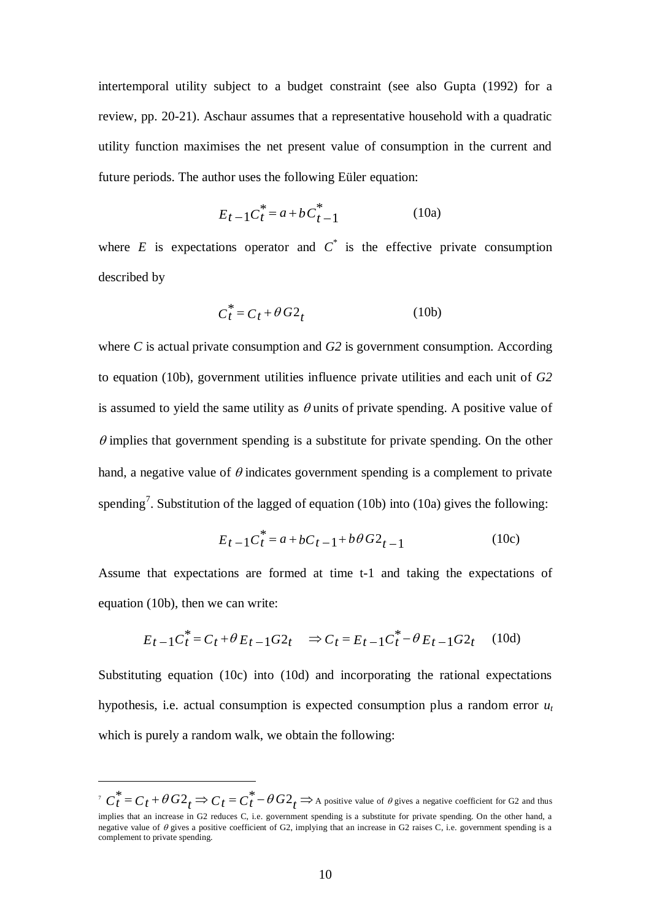intertemporal utility subject to a budget constraint (see also Gupta (1992) for a review, pp. 20-21). Aschaur assumes that a representative household with a quadratic utility function maximises the net present value of consumption in the current and future periods. The author uses the following Eüler equation:

$$E_{t-1}C_t^* = a + bC_{t-1}^* \qquad \text{(10a)}$$

where $E$ is expectations operator and $C^*$ is the effective private consumption described by

$$C_t^* = C_t + \theta G2_t \qquad \text{(10b)}$$

where $C$ is actual private consumption and $G2$ is government consumption. According to equation (10b), government utilities influence private utilities and each unit of $G2$ is assumed to yield the same utility as $\theta$ units of private spending. A positive value of $\theta$ implies that government spending is a substitute for private spending. On the other hand, a negative value of $\theta$ indicates government spending is a complement to private spending[7]. Substitution of the lagged of equation (10b) into (10a) gives the following:

$$E_{t-1}C_t^* = a + bC_{t-1} + b\theta G2_{t-1} \qquad \text{(10c)}$$

Assume that expectations are formed at time t-1 and taking the expectations of equation (10b), then we can write:

$$E_{t-1}C_t^* = C_t + \theta E_{t-1}G2_t \quad \Rightarrow C_t = E_{t-1}C_t^* - \theta E_{t-1}G2_t \qquad \text{(10d)}$$

Substituting equation (10c) into (10d) and incorporating the rational expectations hypothesis, i.e. actual consumption is expected consumption plus a random error $u_t$ which is purely a random walk, we obtain the following:

---

[7] $C_t^* = C_t + \theta G2_t \Rightarrow C_t = C_t^* - \theta G2_t \Rightarrow$ A positive value of $\theta$ gives a negative coefficient for G2 and thus implies that an increase in G2 reduces C, i.e. government spending is a substitute for private spending. On the other hand, a negative value of $\theta$ gives a positive coefficient of G2, implying that an increase in G2 raises C, i.e. government spending is a complement to private spending.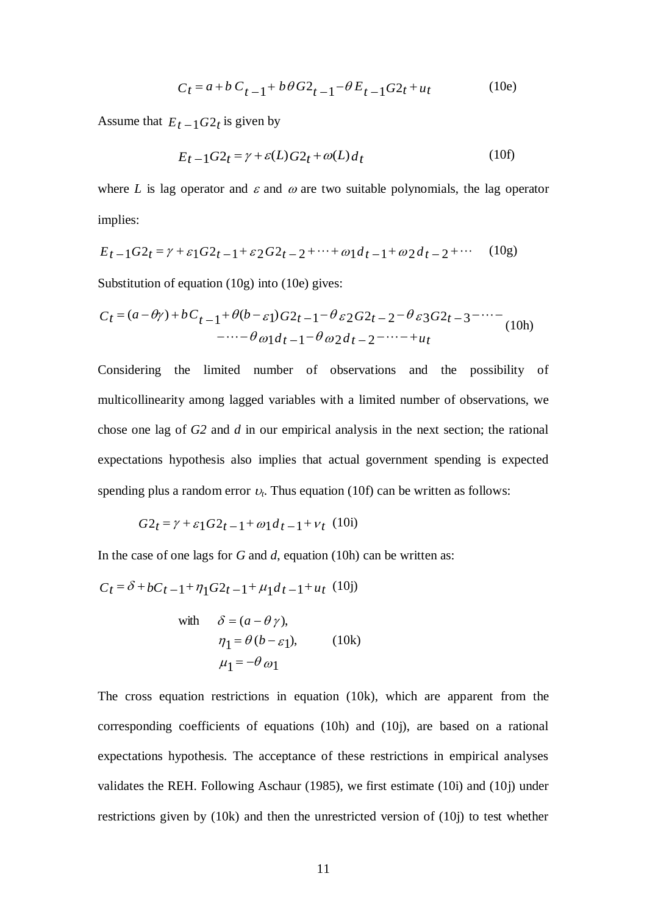$$C_t = a + b\,C_{t-1} + b\theta G2_{t-1} - \theta E_{t-1} G2_t + u_t \tag{10e}$$

Assume that $E_{t-1}G2_t$ is given by

$$E_{t-1}G2_t = \gamma + \varepsilon(L)G2_t + \omega(L)\,d_t \tag{10f}$$

where $L$ is lag operator and $\varepsilon$ and $\omega$ are two suitable polynomials, the lag operator implies:

$$E_{t-1}G2_t = \gamma + \varepsilon_1 G2_{t-1} + \varepsilon_2 G2_{t-2} + \cdots + \omega_1 d_{t-1} + \omega_2 d_{t-2} + \cdots \tag{10g}$$

Substitution of equation (10g) into (10e) gives:

$$\begin{aligned} C_t = (a-\theta\gamma) + bC_{t-1} + \theta(b-\varepsilon_1)G2_{t-1} - \theta\,\varepsilon_2 G2_{t-2} - \theta\,\varepsilon_3 G2_{t-3} - \cdots - \\ - \cdots - \theta\,\omega_1 d_{t-1} - \theta\,\omega_2 d_{t-2} - \cdots - + u_t \end{aligned} \tag{10h}$$

Considering the limited number of observations and the possibility of multicollinearity among lagged variables with a limited number of observations, we chose one lag of *G2* and *d* in our empirical analysis in the next section; the rational expectations hypothesis also implies that actual government spending is expected spending plus a random error $\upsilon_t$. Thus equation (10f) can be written as follows:

$$G2_t = \gamma + \varepsilon_1 G2_{t-1} + \omega_1 d_{t-1} + \nu_t \tag{10i}$$

In the case of one lags for *G* and *d*, equation (10h) can be written as:

$$C_t = \delta + bC_{t-1} + \eta_1 G2_{t-1} + \mu_1 d_{t-1} + u_t \tag{10j}$$

$$\text{with} \quad \begin{aligned} \delta &= (a-\theta\,\gamma), \\ \eta_1 &= \theta\,(b-\varepsilon_1), \\ \mu_1 &= -\theta\,\omega_1 \end{aligned} \tag{10k}$$

The cross equation restrictions in equation (10k), which are apparent from the corresponding coefficients of equations (10h) and (10j), are based on a rational expectations hypothesis. The acceptance of these restrictions in empirical analyses validates the REH. Following Aschaur (1985), we first estimate (10i) and (10j) under restrictions given by (10k) and then the unrestricted version of (10j) to test whether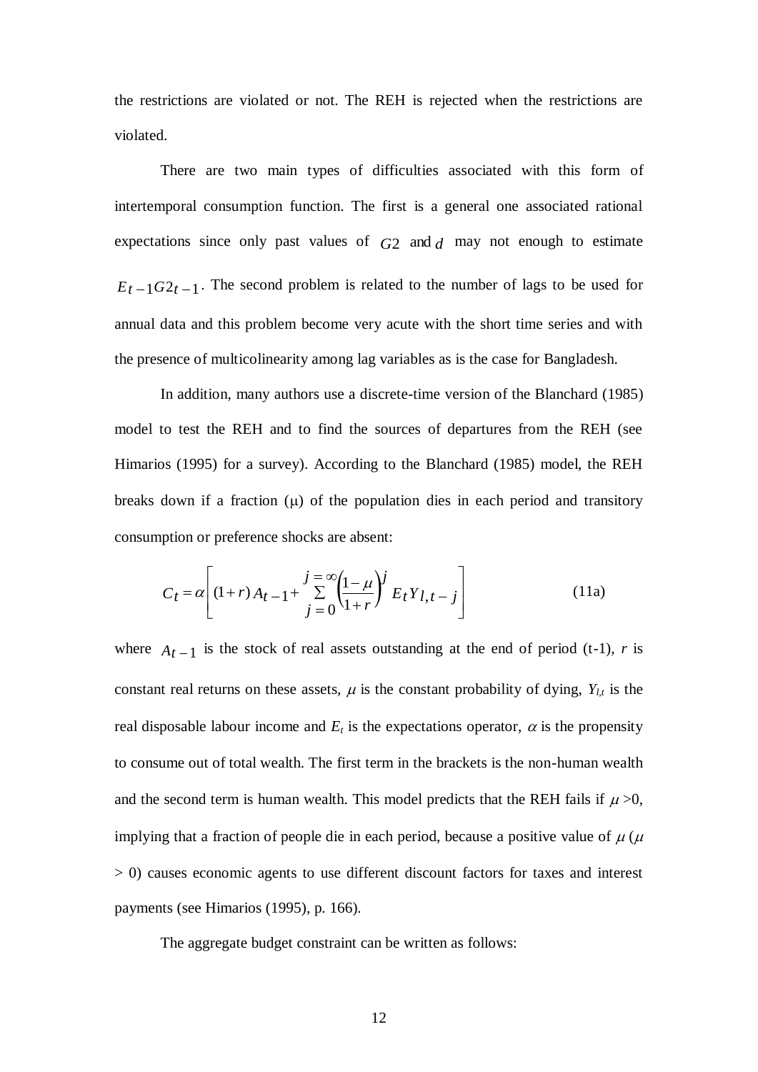the restrictions are violated or not. The REH is rejected when the restrictions are violated.

There are two main types of difficulties associated with this form of intertemporal consumption function. The first is a general one associated rational expectations since only past values of $G2$ and $d$ may not enough to estimate $E_{t-1}G2_{t-1}$. The second problem is related to the number of lags to be used for annual data and this problem become very acute with the short time series and with the presence of multicolinearity among lag variables as is the case for Bangladesh.

In addition, many authors use a discrete-time version of the Blanchard (1985) model to test the REH and to find the sources of departures from the REH (see Himarios (1995) for a survey). According to the Blanchard (1985) model, the REH breaks down if a fraction ($\mu$) of the population dies in each period and transitory consumption or preference shocks are absent:

$$C_t = \alpha \left[ (1+r) A_{t-1} + \sum_{j=0}^{j=\infty} \left( \frac{1-\mu}{1+r} \right)^j E_t Y_{l,t-j} \right] \tag{11a}$$

where $A_{t-1}$ is the stock of real assets outstanding at the end of period (t-1), $r$ is constant real returns on these assets, $\mu$ is the constant probability of dying, $Y_{l,t}$ is the real disposable labour income and $E_t$ is the expectations operator, $\alpha$ is the propensity to consume out of total wealth. The first term in the brackets is the non-human wealth and the second term is human wealth. This model predicts that the REH fails if $\mu > 0$, implying that a fraction of people die in each period, because a positive value of $\mu$ ($\mu > 0$) causes economic agents to use different discount factors for taxes and interest payments (see Himarios (1995), p. 166).

The aggregate budget constraint can be written as follows: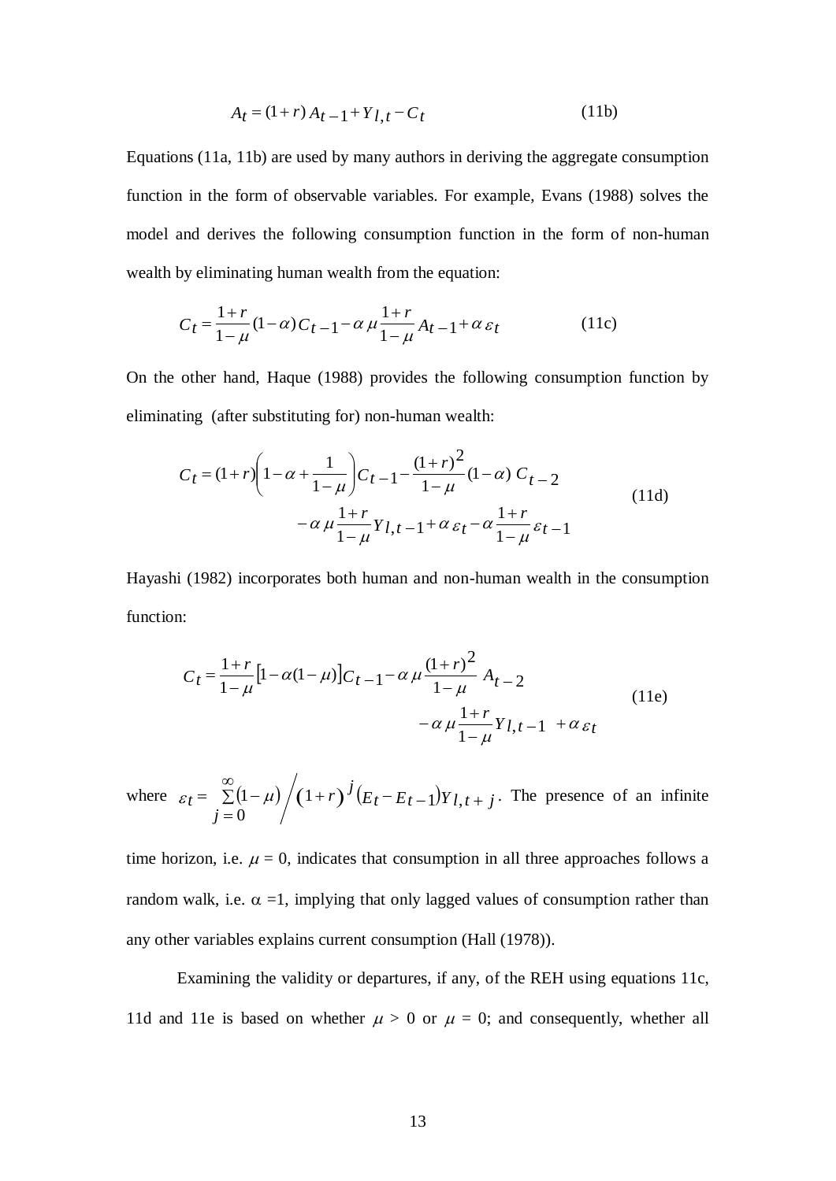$$A_t = (1+r)\,A_{t-1} + Y_{l,t} - C_t \tag{11b}$$

Equations (11a, 11b) are used by many authors in deriving the aggregate consumption function in the form of observable variables. For example, Evans (1988) solves the model and derives the following consumption function in the form of non-human wealth by eliminating human wealth from the equation:

$$C_t = \frac{1+r}{1-\mu}(1-\alpha)C_{t-1} - \alpha\,\mu\frac{1+r}{1-\mu}A_{t-1} + \alpha\,\varepsilon_t \tag{11c}$$

On the other hand, Haque (1988) provides the following consumption function by eliminating (after substituting for) non-human wealth:

$$\begin{aligned} C_t = (1+r)\left(1-\alpha+\frac{1}{1-\mu}\right)C_{t-1} - \frac{(1+r)^2}{1-\mu}(1-\alpha)\,C_{t-2} \\ -\alpha\,\mu\frac{1+r}{1-\mu}Y_{l,t-1} + \alpha\,\varepsilon_t - \alpha\frac{1+r}{1-\mu}\varepsilon_{t-1} \end{aligned} \tag{11d}$$

Hayashi (1982) incorporates both human and non-human wealth in the consumption function:

$$\begin{aligned} C_t = \frac{1+r}{1-\mu}\left[1-\alpha(1-\mu)\right]C_{t-1} - \alpha\,\mu\frac{(1+r)^2}{1-\mu}\,A_{t-2} \\ -\alpha\,\mu\frac{1+r}{1-\mu}Y_{l,t-1} + \alpha\,\varepsilon_t \end{aligned} \tag{11e}$$

where $\varepsilon_t = \sum_{j=0}^{\infty}(1-\mu)\Big/(1+r)^j\left(E_t - E_{t-1}\right)Y_{l,t+j}$. The presence of an infinite time horizon, i.e. $\mu = 0$, indicates that consumption in all three approaches follows a random walk, i.e. $\alpha = 1$, implying that only lagged values of consumption rather than any other variables explains current consumption (Hall (1978)).

Examining the validity or departures, if any, of the REH using equations 11c, 11d and 11e is based on whether $\mu > 0$ or $\mu = 0$; and consequently, whether all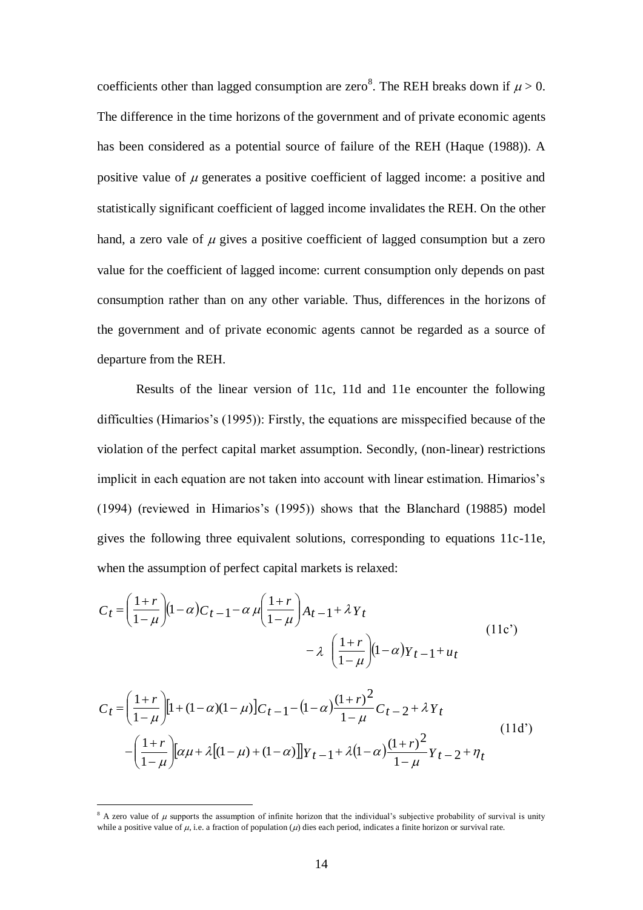coefficients other than lagged consumption are zero[8]. The REH breaks down if $\mu > 0$. The difference in the time horizons of the government and of private economic agents has been considered as a potential source of failure of the REH (Haque (1988)). A positive value of $\mu$ generates a positive coefficient of lagged income: a positive and statistically significant coefficient of lagged income invalidates the REH. On the other hand, a zero vale of $\mu$ gives a positive coefficient of lagged consumption but a zero value for the coefficient of lagged income: current consumption only depends on past consumption rather than on any other variable. Thus, differences in the horizons of the government and of private economic agents cannot be regarded as a source of departure from the REH.

Results of the linear version of 11c, 11d and 11e encounter the following difficulties (Himarios's (1995)): Firstly, the equations are misspecified because of the violation of the perfect capital market assumption. Secondly, (non-linear) restrictions implicit in each equation are not taken into account with linear estimation. Himarios's (1994) (reviewed in Himarios's (1995)) shows that the Blanchard (19885) model gives the following three equivalent solutions, corresponding to equations 11c-11e, when the assumption of perfect capital markets is relaxed:

$$C_t = \left(\frac{1+r}{1-\mu}\right)(1-\alpha)C_{t-1} - \alpha\,\mu\left(\frac{1+r}{1-\mu}\right)A_{t-1} + \lambda Y_t - \lambda\left(\frac{1+r}{1-\mu}\right)(1-\alpha)Y_{t-1} + u_t \tag{11c'}$$

$$C_t = \left(\frac{1+r}{1-\mu}\right)\left[1+(1-\alpha)(1-\mu)\right]C_{t-1} - (1-\alpha)\frac{(1+r)^2}{1-\mu}C_{t-2} + \lambda Y_t - \left(\frac{1+r}{1-\mu}\right)\left[\alpha\mu + \lambda\left[(1-\mu)+(1-\alpha)\right]\right]Y_{t-1} + \lambda(1-\alpha)\frac{(1+r)^2}{1-\mu}Y_{t-2} + \eta_t \tag{11d'}$$

---

[8] A zero value of $\mu$ supports the assumption of infinite horizon that the individual's subjective probability of survival is unity while a positive value of $\mu$, i.e. a fraction of population ($\mu$) dies each period, indicates a finite horizon or survival rate.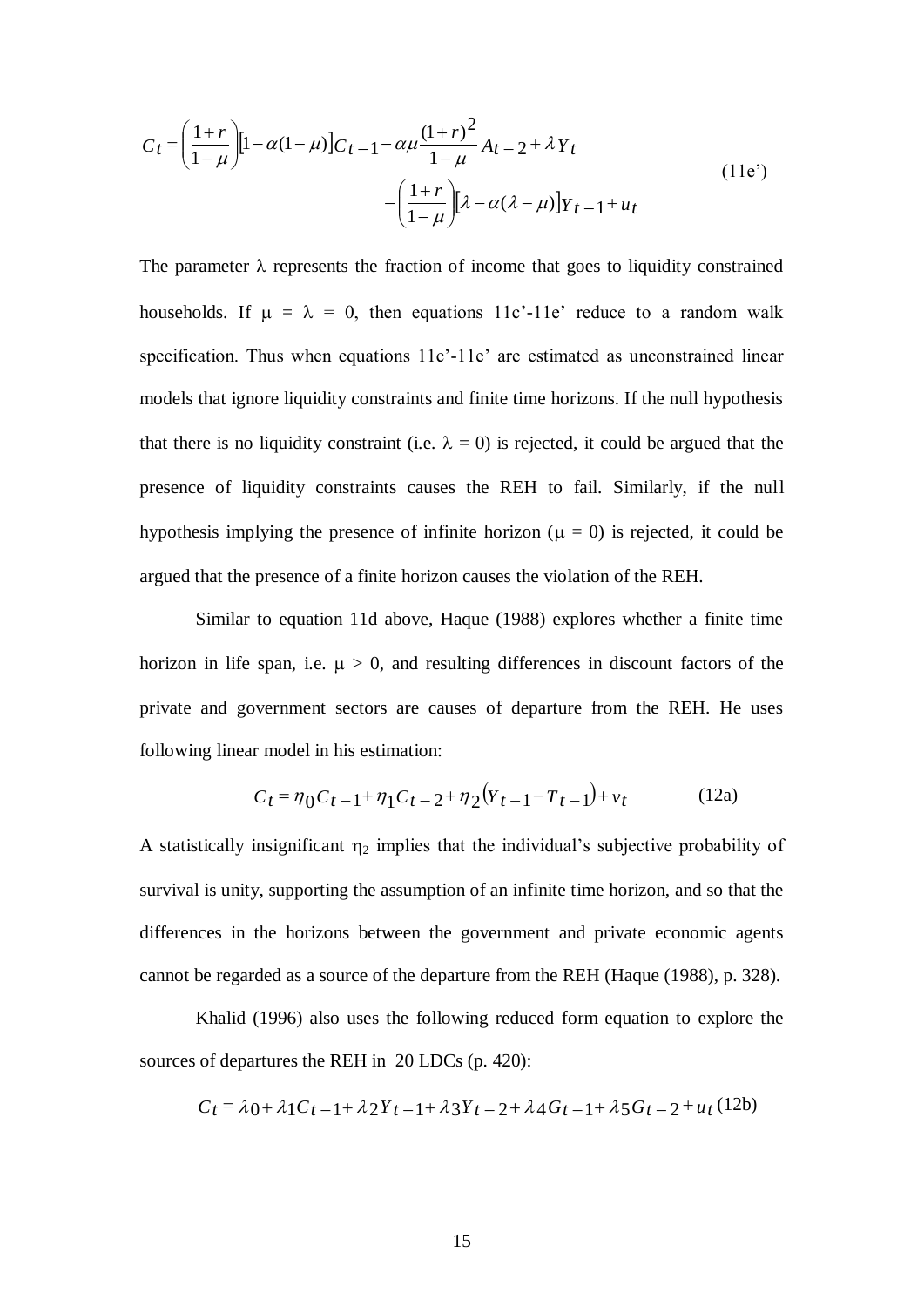$$C_t = \left(\frac{1+r}{1-\mu}\right)[1-\alpha(1-\mu)]C_{t-1} - \alpha\mu\frac{(1+r)^2}{1-\mu}A_{t-2} + \lambda Y_t - \left(\frac{1+r}{1-\mu}\right)[\lambda - \alpha(\lambda-\mu)]Y_{t-1} + u_t \tag{11e'}$$

The parameter $\lambda$ represents the fraction of income that goes to liquidity constrained households. If $\mu = \lambda = 0$, then equations 11c'-11e' reduce to a random walk specification. Thus when equations 11c'-11e' are estimated as unconstrained linear models that ignore liquidity constraints and finite time horizons. If the null hypothesis that there is no liquidity constraint (i.e. $\lambda = 0$) is rejected, it could be argued that the presence of liquidity constraints causes the REH to fail. Similarly, if the null hypothesis implying the presence of infinite horizon ($\mu = 0$) is rejected, it could be argued that the presence of a finite horizon causes the violation of the REH.

Similar to equation 11d above, Haque (1988) explores whether a finite time horizon in life span, i.e. $\mu > 0$, and resulting differences in discount factors of the private and government sectors are causes of departure from the REH. He uses following linear model in his estimation:

$$C_t = \eta_0 C_{t-1} + \eta_1 C_{t-2} + \eta_2 (Y_{t-1} - T_{t-1}) + v_t \tag{12a}$$

A statistically insignificant $\eta_2$ implies that the individual's subjective probability of survival is unity, supporting the assumption of an infinite time horizon, and so that the differences in the horizons between the government and private economic agents cannot be regarded as a source of the departure from the REH (Haque (1988), p. 328).

Khalid (1996) also uses the following reduced form equation to explore the sources of departures the REH in 20 LDCs (p. 420):

$$C_t = \lambda_0 + \lambda_1 C_{t-1} + \lambda_2 Y_{t-1} + \lambda_3 Y_{t-2} + \lambda_4 G_{t-1} + \lambda_5 G_{t-2} + u_t \tag{12b}$$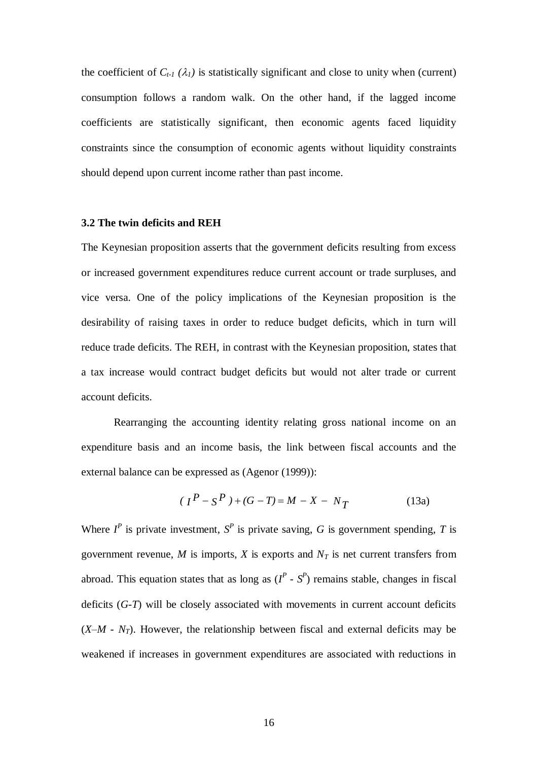the coefficient of $C_{t-1}$ ($\lambda_1$) is statistically significant and close to unity when (current) consumption follows a random walk. On the other hand, if the lagged income coefficients are statistically significant, then economic agents faced liquidity constraints since the consumption of economic agents without liquidity constraints should depend upon current income rather than past income.

### 3.2 The twin deficits and REH

The Keynesian proposition asserts that the government deficits resulting from excess or increased government expenditures reduce current account or trade surpluses, and vice versa. One of the policy implications of the Keynesian proposition is the desirability of raising taxes in order to reduce budget deficits, which in turn will reduce trade deficits. The REH, in contrast with the Keynesian proposition, states that a tax increase would contract budget deficits but would not alter trade or current account deficits.

Rearranging the accounting identity relating gross national income on an expenditure basis and an income basis, the link between fiscal accounts and the external balance can be expressed as (Agenor (1999)):

$$(I^P - S^P) + (G - T) = M - X - N_T \qquad \text{(13a)}$$

Where $I^P$ is private investment, $S^P$ is private saving, $G$ is government spending, $T$ is government revenue, $M$ is imports, $X$ is exports and $N_T$ is net current transfers from abroad. This equation states that as long as ($I^P$ - $S^P$) remains stable, changes in fiscal deficits ($G$-$T$) will be closely associated with movements in current account deficits ($X$–$M$ - $N_T$). However, the relationship between fiscal and external deficits may be weakened if increases in government expenditures are associated with reductions in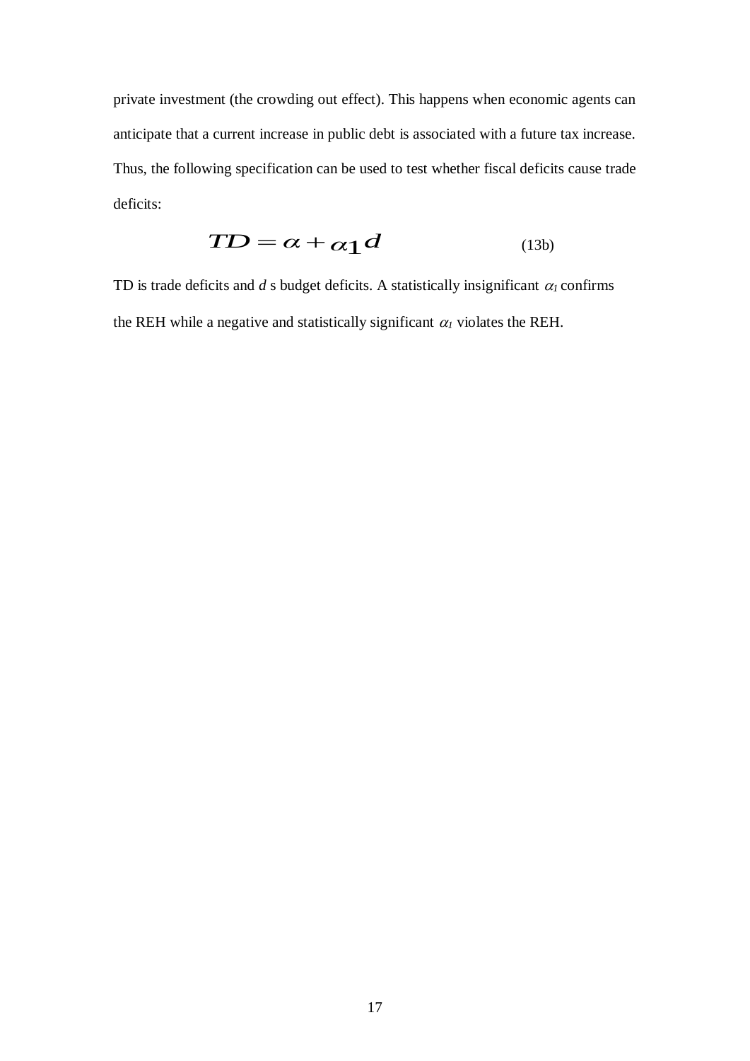private investment (the crowding out effect). This happens when economic agents can anticipate that a current increase in public debt is associated with a future tax increase. Thus, the following specification can be used to test whether fiscal deficits cause trade deficits:

$$TD = \alpha + \alpha_1 d \qquad \text{(13b)}$$

TD is trade deficits and $d$ s budget deficits. A statistically insignificant $\alpha_1$ confirms the REH while a negative and statistically significant $\alpha_1$ violates the REH.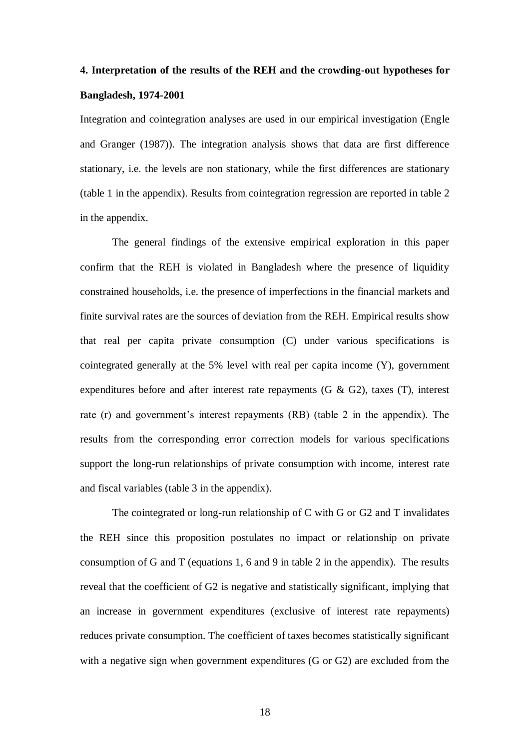## 4. Interpretation of the results of the REH and the crowding-out hypotheses for Bangladesh, 1974-2001

Integration and cointegration analyses are used in our empirical investigation (Engle and Granger (1987)). The integration analysis shows that data are first difference stationary, i.e. the levels are non stationary, while the first differences are stationary (table 1 in the appendix). Results from cointegration regression are reported in table 2 in the appendix.

The general findings of the extensive empirical exploration in this paper confirm that the REH is violated in Bangladesh where the presence of liquidity constrained households, i.e. the presence of imperfections in the financial markets and finite survival rates are the sources of deviation from the REH. Empirical results show that real per capita private consumption (C) under various specifications is cointegrated generally at the 5% level with real per capita income (Y), government expenditures before and after interest rate repayments (G & G2), taxes (T), interest rate (r) and government's interest repayments (RB) (table 2 in the appendix). The results from the corresponding error correction models for various specifications support the long-run relationships of private consumption with income, interest rate and fiscal variables (table 3 in the appendix).

The cointegrated or long-run relationship of C with G or G2 and T invalidates the REH since this proposition postulates no impact or relationship on private consumption of G and T (equations 1, 6 and 9 in table 2 in the appendix). The results reveal that the coefficient of G2 is negative and statistically significant, implying that an increase in government expenditures (exclusive of interest rate repayments) reduces private consumption. The coefficient of taxes becomes statistically significant with a negative sign when government expenditures (G or G2) are excluded from the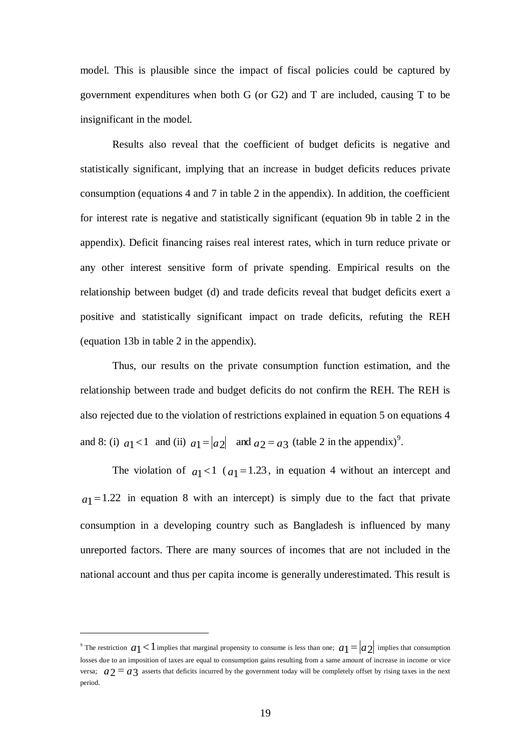model. This is plausible since the impact of fiscal policies could be captured by government expenditures when both G (or G2) and T are included, causing T to be insignificant in the model.

Results also reveal that the coefficient of budget deficits is negative and statistically significant, implying that an increase in budget deficits reduces private consumption (equations 4 and 7 in table 2 in the appendix). In addition, the coefficient for interest rate is negative and statistically significant (equation 9b in table 2 in the appendix). Deficit financing raises real interest rates, which in turn reduce private or any other interest sensitive form of private spending. Empirical results on the relationship between budget (d) and trade deficits reveal that budget deficits exert a positive and statistically significant impact on trade deficits, refuting the REH (equation 13b in table 2 in the appendix).

Thus, our results on the private consumption function estimation, and the relationship between trade and budget deficits do not confirm the REH. The REH is also rejected due to the violation of restrictions explained in equation 5 on equations 4 and 8: (i) $a_1 < 1$ and (ii) $a_1 = |a_2|$ and $a_2 = a_3$ (table 2 in the appendix)[9].

The violation of $a_1 < 1$ ($a_1 = 1.23$, in equation 4 without an intercept and $a_1 = 1.22$ in equation 8 with an intercept) is simply due to the fact that private consumption in a developing country such as Bangladesh is influenced by many unreported factors. There are many sources of incomes that are not included in the national account and thus per capita income is generally underestimated. This result is

---

[9] The restriction $a_1 < 1$ implies that marginal propensity to consume is less than one; $a_1 = |a_2|$ implies that consumption losses due to an imposition of taxes are equal to consumption gains resulting from a same amount of increase in income or vice versa; $a_2 = a_3$ asserts that deficits incurred by the government today will be completely offset by rising taxes in the next period.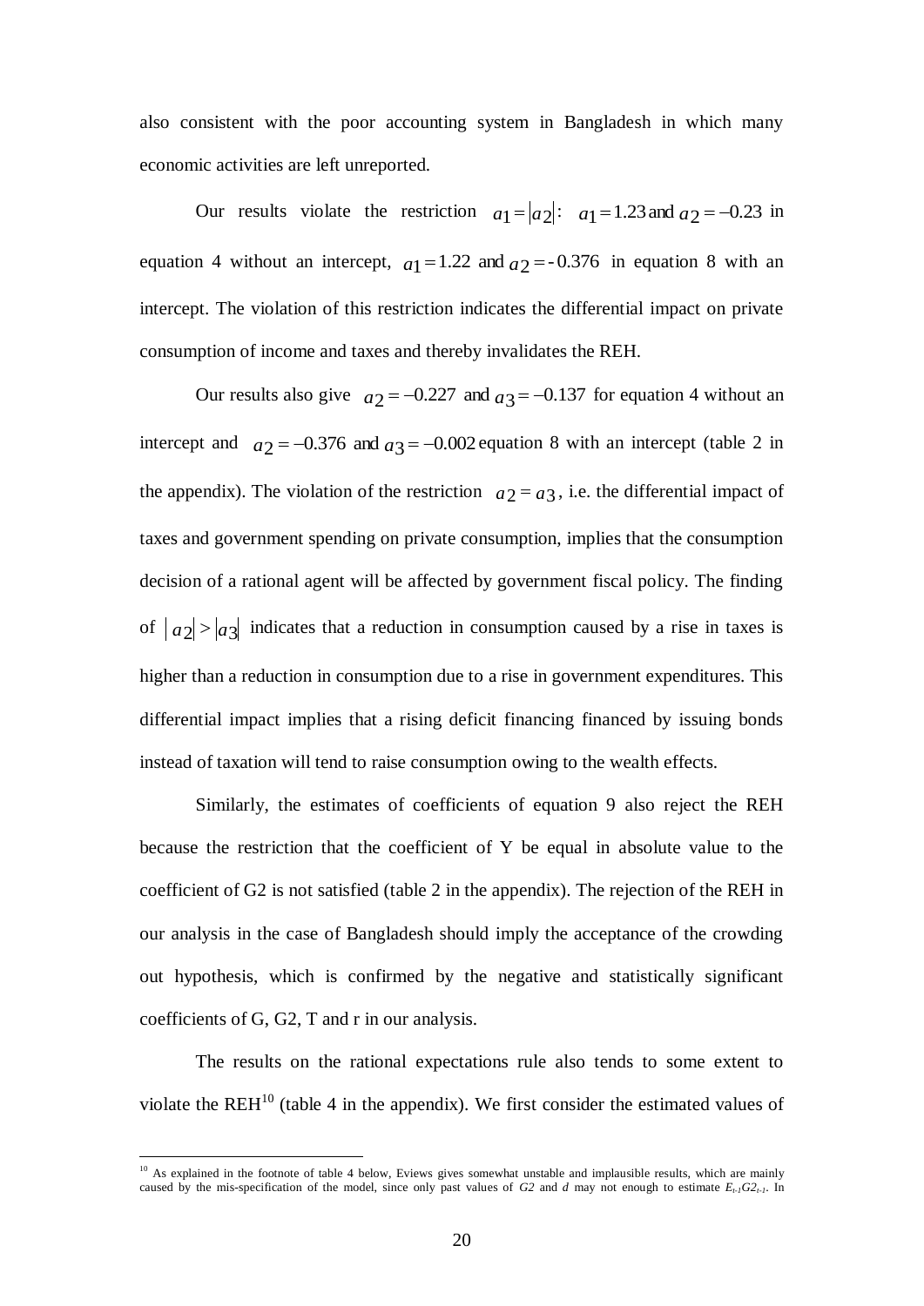also consistent with the poor accounting system in Bangladesh in which many economic activities are left unreported.

Our results violate the restriction $a_1 = |a_2|$: $a_1 = 1.23$ and $a_2 = -0.23$ in equation 4 without an intercept, $a_1 = 1.22$ and $a_2 = -0.376$ in equation 8 with an intercept. The violation of this restriction indicates the differential impact on private consumption of income and taxes and thereby invalidates the REH.

Our results also give $a_2 = -0.227$ and $a_3 = -0.137$ for equation 4 without an intercept and $a_2 = -0.376$ and $a_3 = -0.002$ equation 8 with an intercept (table 2 in the appendix). The violation of the restriction $a_2 = a_3$, i.e. the differential impact of taxes and government spending on private consumption, implies that the consumption decision of a rational agent will be affected by government fiscal policy. The finding of $|a_2| > |a_3|$ indicates that a reduction in consumption caused by a rise in taxes is higher than a reduction in consumption due to a rise in government expenditures. This differential impact implies that a rising deficit financing financed by issuing bonds instead of taxation will tend to raise consumption owing to the wealth effects.

Similarly, the estimates of coefficients of equation 9 also reject the REH because the restriction that the coefficient of Y be equal in absolute value to the coefficient of G2 is not satisfied (table 2 in the appendix). The rejection of the REH in our analysis in the case of Bangladesh should imply the acceptance of the crowding out hypothesis, which is confirmed by the negative and statistically significant coefficients of G, G2, T and r in our analysis.

The results on the rational expectations rule also tends to some extent to violate the REH[10] (table 4 in the appendix). We first consider the estimated values of

[10] As explained in the footnote of table 4 below, Eviews gives somewhat unstable and implausible results, which are mainly caused by the mis-specification of the model, since only past values of *G2* and *d* may not enough to estimate $E_{t-1}G2_{t-1}$. In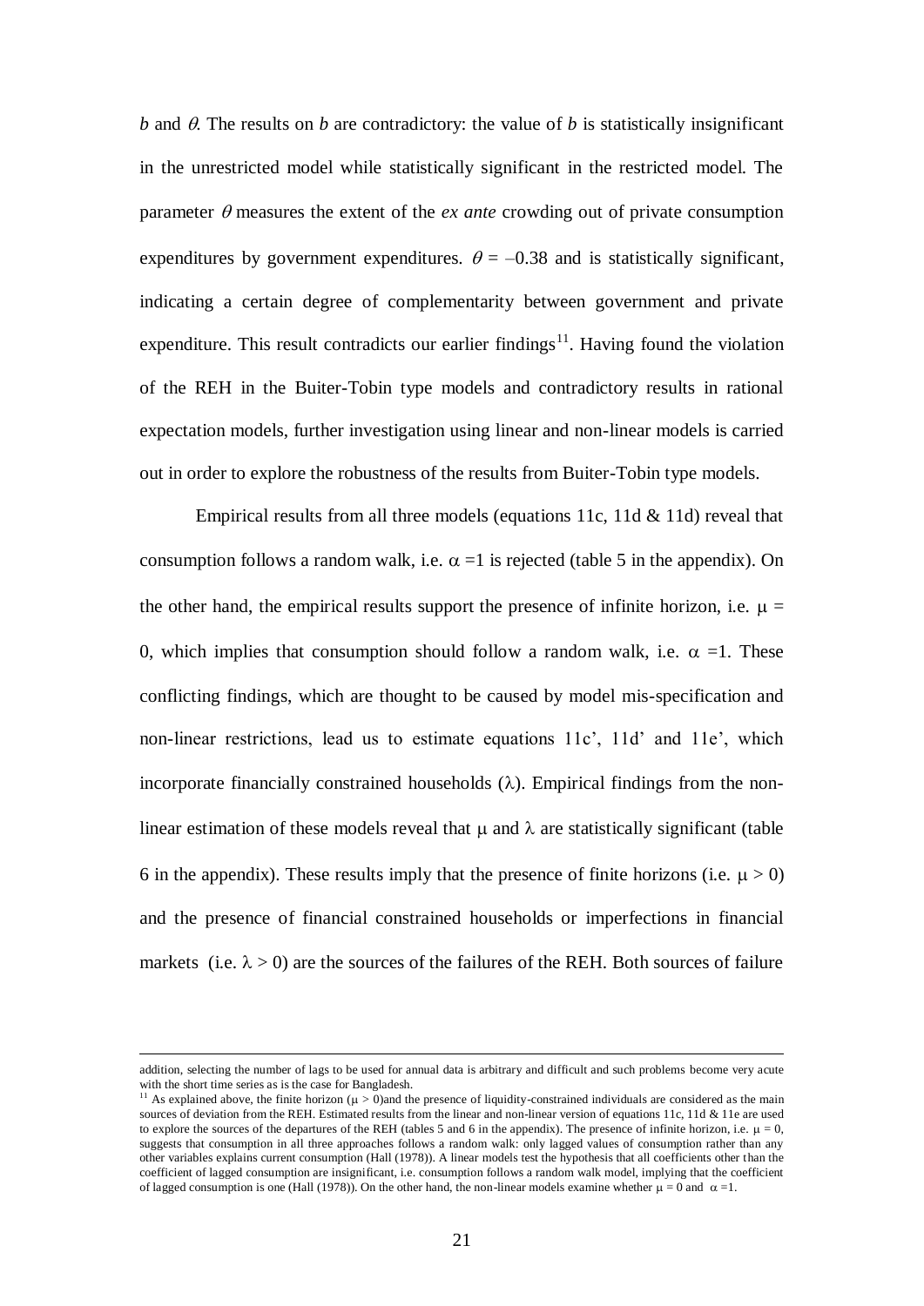*b* and $\theta$. The results on *b* are contradictory: the value of *b* is statistically insignificant in the unrestricted model while statistically significant in the restricted model. The parameter $\theta$ measures the extent of the *ex ante* crowding out of private consumption expenditures by government expenditures. $\theta = -0.38$ and is statistically significant, indicating a certain degree of complementarity between government and private expenditure. This result contradicts our earlier findings[11]. Having found the violation of the REH in the Buiter-Tobin type models and contradictory results in rational expectation models, further investigation using linear and non-linear models is carried out in order to explore the robustness of the results from Buiter-Tobin type models.

Empirical results from all three models (equations 11c, 11d & 11d) reveal that consumption follows a random walk, i.e. $\alpha = 1$ is rejected (table 5 in the appendix). On the other hand, the empirical results support the presence of infinite horizon, i.e. $\mu = 0$, which implies that consumption should follow a random walk, i.e. $\alpha = 1$. These conflicting findings, which are thought to be caused by model mis-specification and non-linear restrictions, lead us to estimate equations 11c', 11d' and 11e', which incorporate financially constrained households ($\lambda$). Empirical findings from the non-linear estimation of these models reveal that $\mu$ and $\lambda$ are statistically significant (table 6 in the appendix). These results imply that the presence of finite horizons (i.e. $\mu > 0$) and the presence of financial constrained households or imperfections in financial markets (i.e. $\lambda > 0$) are the sources of the failures of the REH. Both sources of failure

---

addition, selecting the number of lags to be used for annual data is arbitrary and difficult and such problems become very acute with the short time series as is the case for Bangladesh.

[11] As explained above, the finite horizon ($\mu > 0$)and the presence of liquidity-constrained individuals are considered as the main sources of deviation from the REH. Estimated results from the linear and non-linear version of equations 11c, 11d & 11e are used to explore the sources of the departures of the REH (tables 5 and 6 in the appendix). The presence of infinite horizon, i.e. $\mu = 0$, suggests that consumption in all three approaches follows a random walk: only lagged values of consumption rather than any other variables explains current consumption (Hall (1978)). A linear models test the hypothesis that all coefficients other than the coefficient of lagged consumption are insignificant, i.e. consumption follows a random walk model, implying that the coefficient of lagged consumption is one (Hall (1978)). On the other hand, the non-linear models examine whether $\mu = 0$ and $\alpha = 1$.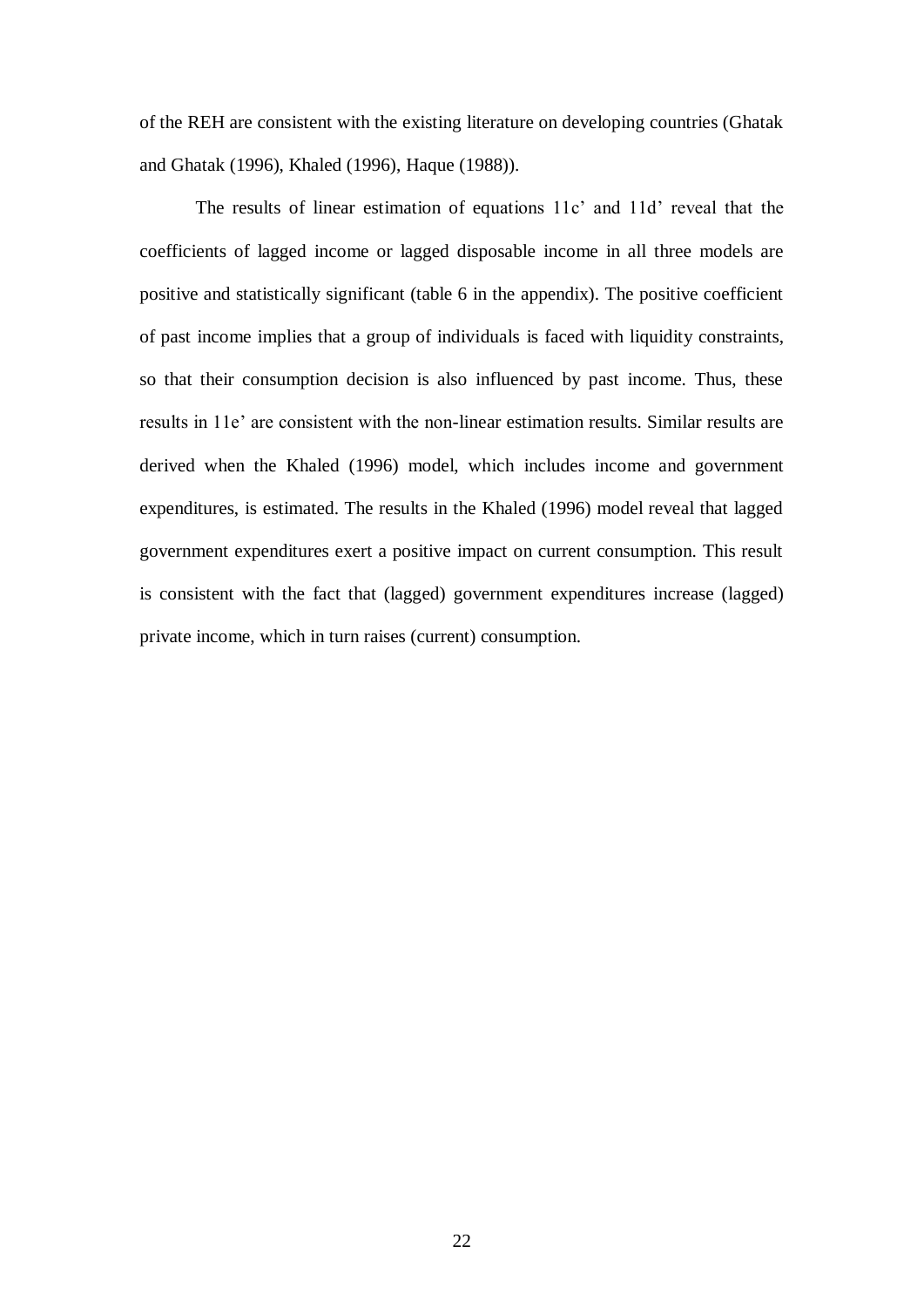of the REH are consistent with the existing literature on developing countries (Ghatak and Ghatak (1996), Khaled (1996), Haque (1988)).

The results of linear estimation of equations 11c' and 11d' reveal that the coefficients of lagged income or lagged disposable income in all three models are positive and statistically significant (table 6 in the appendix). The positive coefficient of past income implies that a group of individuals is faced with liquidity constraints, so that their consumption decision is also influenced by past income. Thus, these results in 11e' are consistent with the non-linear estimation results. Similar results are derived when the Khaled (1996) model, which includes income and government expenditures, is estimated. The results in the Khaled (1996) model reveal that lagged government expenditures exert a positive impact on current consumption. This result is consistent with the fact that (lagged) government expenditures increase (lagged) private income, which in turn raises (current) consumption.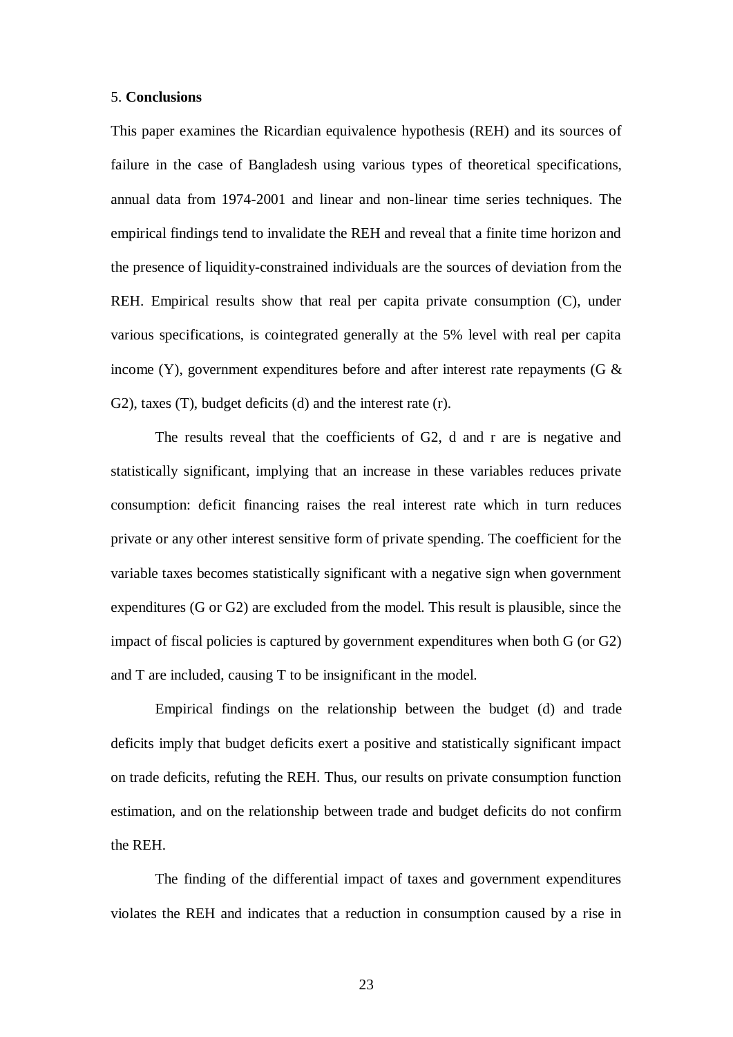## 5. **Conclusions**

This paper examines the Ricardian equivalence hypothesis (REH) and its sources of failure in the case of Bangladesh using various types of theoretical specifications, annual data from 1974-2001 and linear and non-linear time series techniques. The empirical findings tend to invalidate the REH and reveal that a finite time horizon and the presence of liquidity-constrained individuals are the sources of deviation from the REH. Empirical results show that real per capita private consumption (C), under various specifications, is cointegrated generally at the 5% level with real per capita income (Y), government expenditures before and after interest rate repayments (G & G2), taxes (T), budget deficits (d) and the interest rate (r).

The results reveal that the coefficients of G2, d and r are is negative and statistically significant, implying that an increase in these variables reduces private consumption: deficit financing raises the real interest rate which in turn reduces private or any other interest sensitive form of private spending. The coefficient for the variable taxes becomes statistically significant with a negative sign when government expenditures (G or G2) are excluded from the model. This result is plausible, since the impact of fiscal policies is captured by government expenditures when both G (or G2) and T are included, causing T to be insignificant in the model.

Empirical findings on the relationship between the budget (d) and trade deficits imply that budget deficits exert a positive and statistically significant impact on trade deficits, refuting the REH. Thus, our results on private consumption function estimation, and on the relationship between trade and budget deficits do not confirm the REH.

The finding of the differential impact of taxes and government expenditures violates the REH and indicates that a reduction in consumption caused by a rise in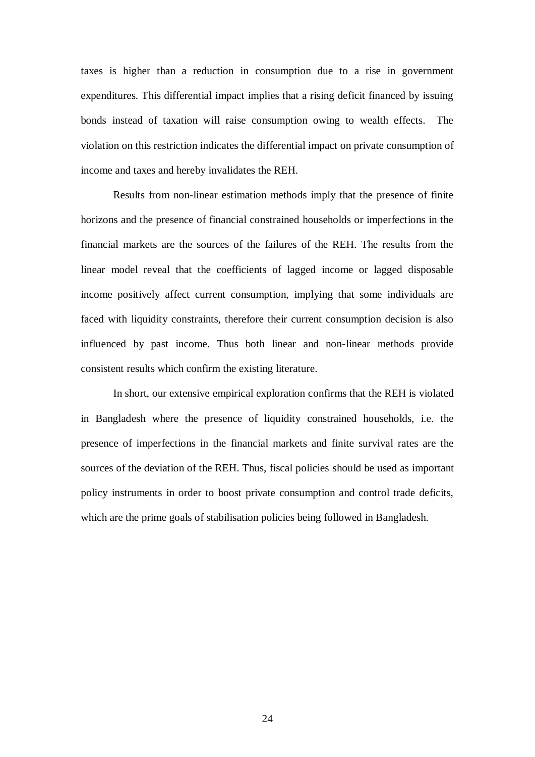taxes is higher than a reduction in consumption due to a rise in government expenditures. This differential impact implies that a rising deficit financed by issuing bonds instead of taxation will raise consumption owing to wealth effects. The violation on this restriction indicates the differential impact on private consumption of income and taxes and hereby invalidates the REH.

Results from non-linear estimation methods imply that the presence of finite horizons and the presence of financial constrained households or imperfections in the financial markets are the sources of the failures of the REH. The results from the linear model reveal that the coefficients of lagged income or lagged disposable income positively affect current consumption, implying that some individuals are faced with liquidity constraints, therefore their current consumption decision is also influenced by past income. Thus both linear and non-linear methods provide consistent results which confirm the existing literature.

In short, our extensive empirical exploration confirms that the REH is violated in Bangladesh where the presence of liquidity constrained households, i.e. the presence of imperfections in the financial markets and finite survival rates are the sources of the deviation of the REH. Thus, fiscal policies should be used as important policy instruments in order to boost private consumption and control trade deficits, which are the prime goals of stabilisation policies being followed in Bangladesh.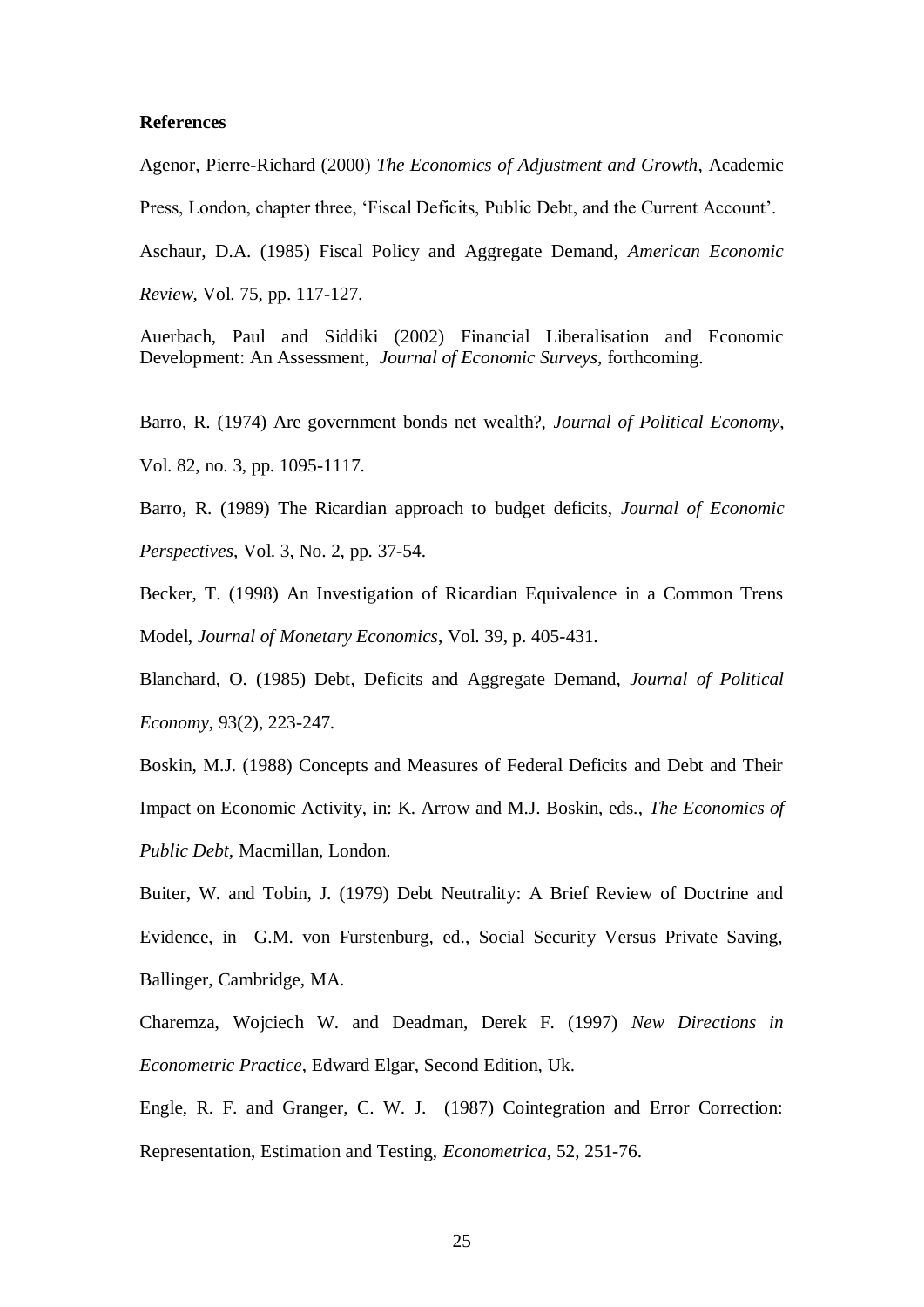**References**

Agenor, Pierre-Richard (2000) *The Economics of Adjustment and Growth*, Academic Press, London, chapter three, 'Fiscal Deficits, Public Debt, and the Current Account'.

Aschaur, D.A. (1985) Fiscal Policy and Aggregate Demand, *American Economic Review*, Vol. 75, pp. 117-127.

Auerbach, Paul and Siddiki (2002) Financial Liberalisation and Economic Development: An Assessment, *Journal of Economic Surveys*, forthcoming.

Barro, R. (1974) Are government bonds net wealth?, *Journal of Political Economy*, Vol. 82, no. 3, pp. 1095-1117.

Barro, R. (1989) The Ricardian approach to budget deficits, *Journal of Economic Perspectives*, Vol. 3, No. 2, pp. 37-54.

Becker, T. (1998) An Investigation of Ricardian Equivalence in a Common Trens Model, *Journal of Monetary Economics*, Vol. 39, p. 405-431.

Blanchard, O. (1985) Debt, Deficits and Aggregate Demand, *Journal of Political Economy*, 93(2), 223-247.

Boskin, M.J. (1988) Concepts and Measures of Federal Deficits and Debt and Their Impact on Economic Activity, in: K. Arrow and M.J. Boskin, eds., *The Economics of Public Debt*, Macmillan, London.

Buiter, W. and Tobin, J. (1979) Debt Neutrality: A Brief Review of Doctrine and Evidence, in G.M. von Furstenburg, ed., Social Security Versus Private Saving, Ballinger, Cambridge, MA.

Charemza, Wojciech W. and Deadman, Derek F. (1997) *New Directions in Econometric Practice*, Edward Elgar, Second Edition, Uk.

Engle, R. F. and Granger, C. W. J. (1987) Cointegration and Error Correction: Representation, Estimation and Testing, *Econometrica*, 52, 251-76.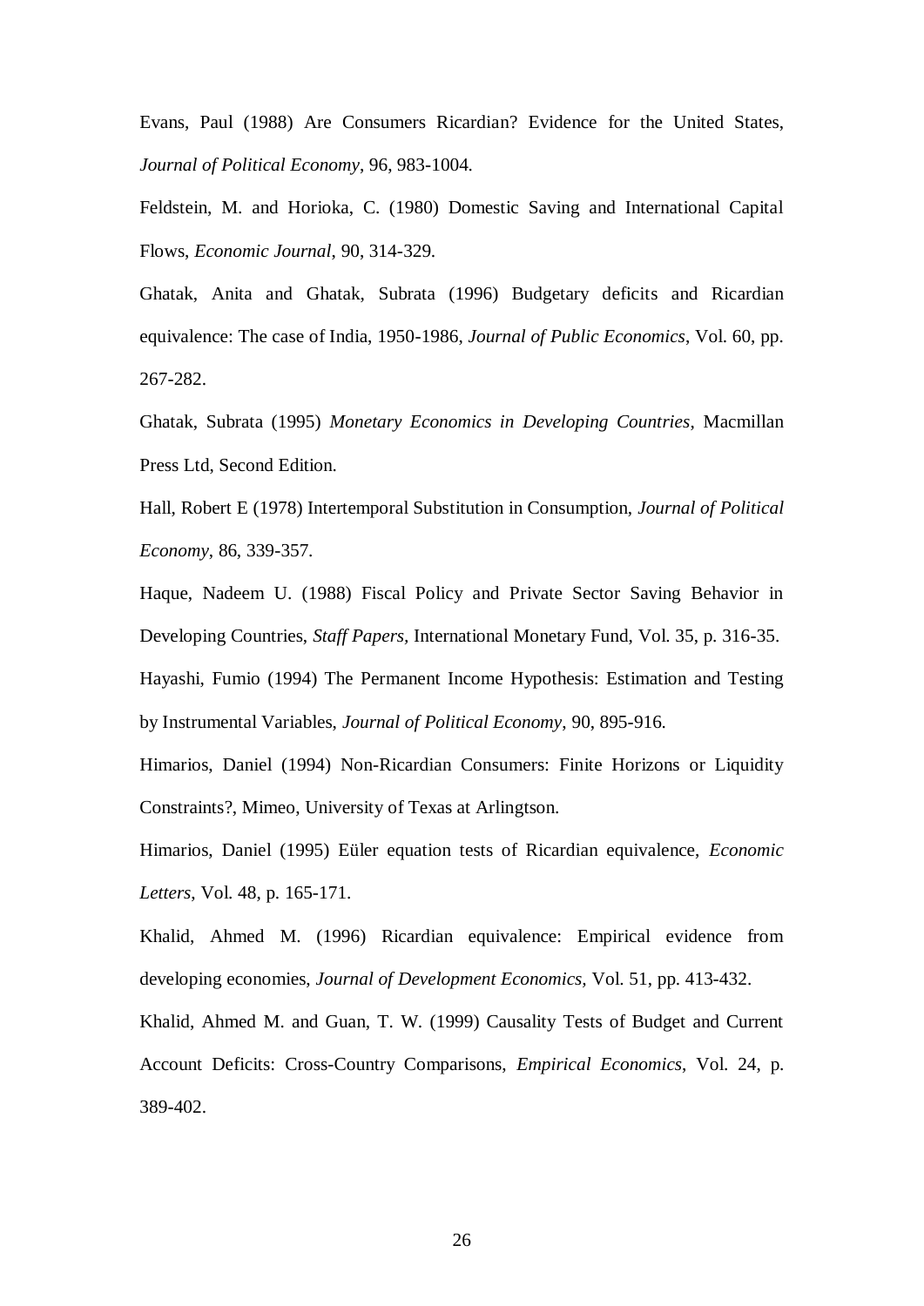Evans, Paul (1988) Are Consumers Ricardian? Evidence for the United States, *Journal of Political Economy*, 96, 983-1004.

Feldstein, M. and Horioka, C. (1980) Domestic Saving and International Capital Flows, *Economic Journal*, 90, 314-329.

Ghatak, Anita and Ghatak, Subrata (1996) Budgetary deficits and Ricardian equivalence: The case of India, 1950-1986, *Journal of Public Economics*, Vol. 60, pp. 267-282.

Ghatak, Subrata (1995) *Monetary Economics in Developing Countries*, Macmillan Press Ltd, Second Edition.

Hall, Robert E (1978) Intertemporal Substitution in Consumption, *Journal of Political Economy*, 86, 339-357.

Haque, Nadeem U. (1988) Fiscal Policy and Private Sector Saving Behavior in Developing Countries, *Staff Papers,* International Monetary Fund, Vol. 35, p. 316-35.

Hayashi, Fumio (1994) The Permanent Income Hypothesis: Estimation and Testing by Instrumental Variables, *Journal of Political Economy*, 90, 895-916.

Himarios, Daniel (1994) Non-Ricardian Consumers: Finite Horizons or Liquidity Constraints?, Mimeo, University of Texas at Arlingtson.

Himarios, Daniel (1995) Eüler equation tests of Ricardian equivalence, *Economic Letters*, Vol. 48, p. 165-171.

Khalid, Ahmed M. (1996) Ricardian equivalence: Empirical evidence from developing economies, *Journal of Development Economics,* Vol. 51, pp. 413-432.

Khalid, Ahmed M. and Guan, T. W. (1999) Causality Tests of Budget and Current Account Deficits: Cross-Country Comparisons, *Empirical Economics*, Vol. 24, p. 389-402.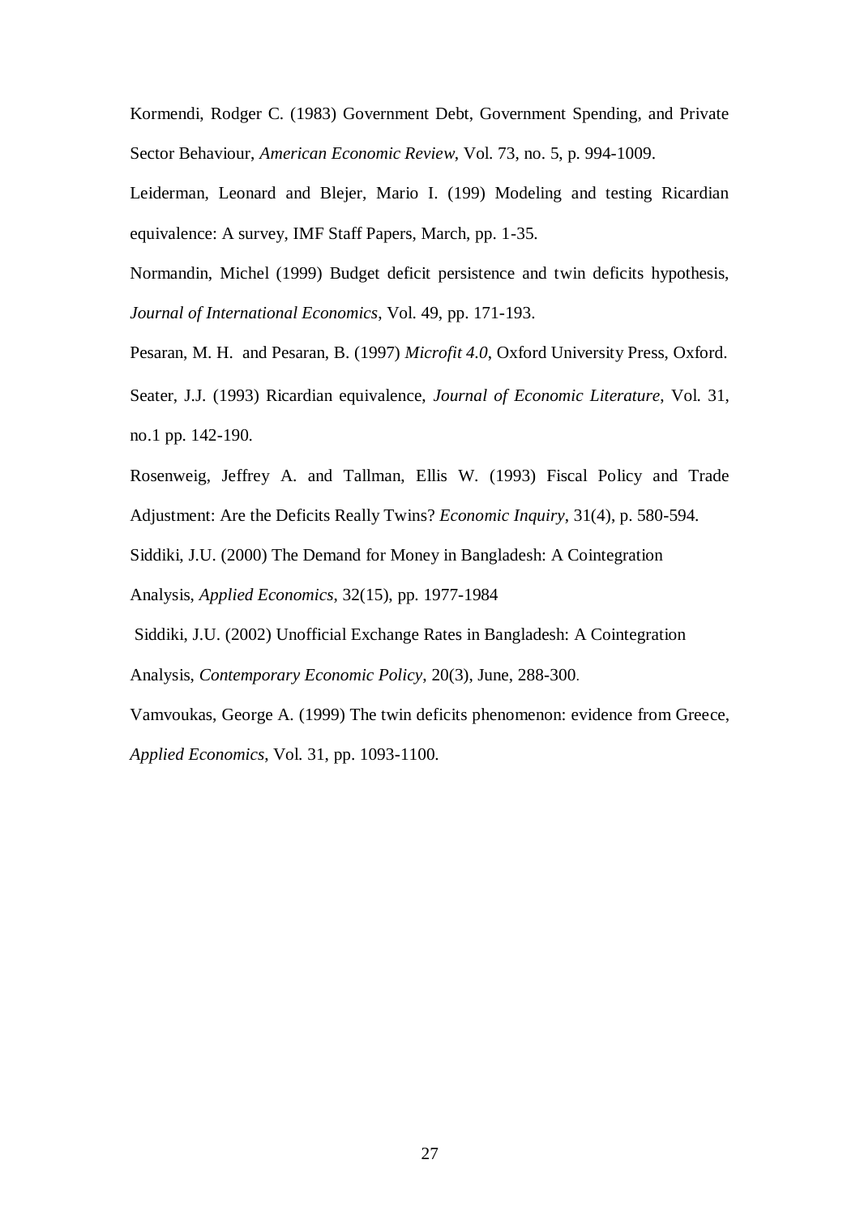Kormendi, Rodger C. (1983) Government Debt, Government Spending, and Private Sector Behaviour, *American Economic Review*, Vol. 73, no. 5, p. 994-1009.

Leiderman, Leonard and Blejer, Mario I. (199) Modeling and testing Ricardian equivalence: A survey, IMF Staff Papers, March, pp. 1-35.

Normandin, Michel (1999) Budget deficit persistence and twin deficits hypothesis, *Journal of International Economics*, Vol. 49, pp. 171-193.

Pesaran, M. H. and Pesaran, B. (1997) *Microfit 4.0*, Oxford University Press, Oxford.

Seater, J.J. (1993) Ricardian equivalence, *Journal of Economic Literature*, Vol. 31, no.1 pp. 142-190.

Rosenweig, Jeffrey A. and Tallman, Ellis W. (1993) Fiscal Policy and Trade Adjustment: Are the Deficits Really Twins? *Economic Inquiry*, 31(4), p. 580-594.

Siddiki, J.U. (2000) The Demand for Money in Bangladesh: A Cointegration Analysis, *Applied Economics*, 32(15), pp. 1977-1984

Siddiki, J.U. (2002) Unofficial Exchange Rates in Bangladesh: A Cointegration Analysis, *Contemporary Economic Policy*, 20(3), June, 288-300.

Vamvoukas, George A. (1999) The twin deficits phenomenon: evidence from Greece, *Applied Economics*, Vol. 31, pp. 1093-1100.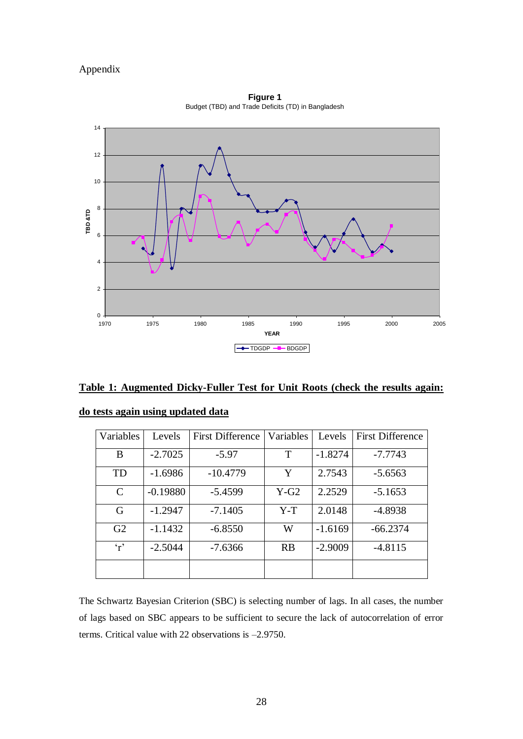Appendix

**Figure 1**
Budget (TBD) and Trade Deficits (TD) in Bangladesh

**Table 1: Augmented Dicky-Fuller Test for Unit Roots (check the results again: do tests again using updated data**

| Variables | Levels | First Difference | Variables | Levels | First Difference |
|---|---|---|---|---|---|
| B | -2.7025 | -5.97 | T | -1.8274 | -7.7743 |
| TD | -1.6986 | -10.4779 | Y | 2.7543 | -5.6563 |
| C | -0.19880 | -5.4599 | Y-G2 | 2.2529 | -5.1653 |
| G | -1.2947 | -7.1405 | Y-T | 2.0148 | -4.8938 |
| G2 | -1.1432 | -6.8550 | W | -1.6169 | -66.2374 |
| 'r' | -2.5044 | -7.6366 | RB | -2.9009 | -4.8115 |
| | | | | | |

The Schwartz Bayesian Criterion (SBC) is selecting number of lags. In all cases, the number of lags based on SBC appears to be sufficient to secure the lack of autocorrelation of error terms. Critical value with 22 observations is –2.9750.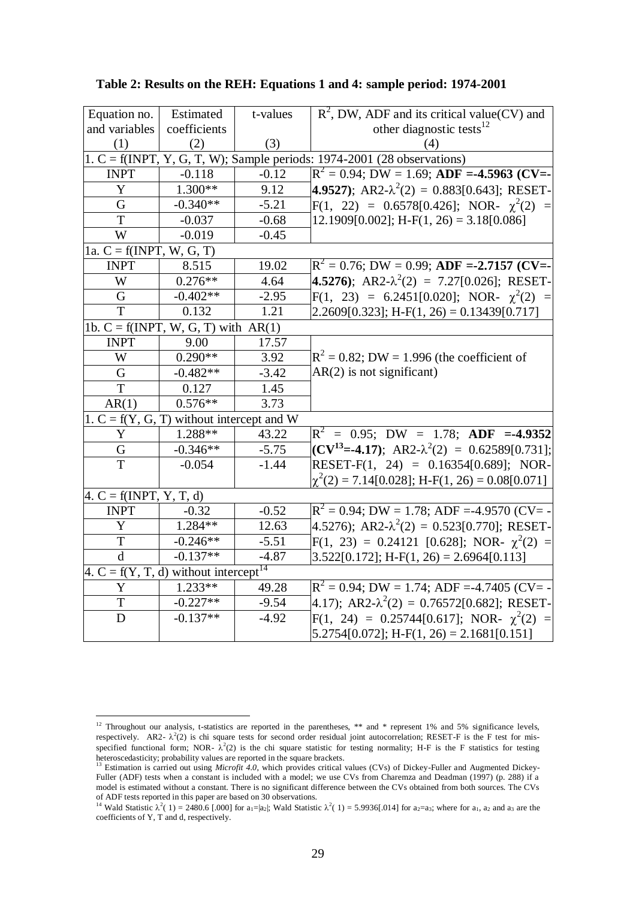**Table 2: Results on the REH: Equations 1 and 4: sample period: 1974-2001**

| Equation no. and variables (1) | Estimated coefficients (2) | t-values (3) | $R^2$, DW, ADF and its critical value(CV) and other diagnostic tests[12] (4) |
|---|---|---|---|
| 1. C = f(INPT, Y, G, T, W); Sample periods: 1974-2001 (28 observations) | | | |
| INPT | -0.118 | -0.12 | $R^2$ = 0.94; DW = 1.69; **ADF =-4.5963 (CV=-4.9527)**; AR2-$\lambda^2(2)$ = 0.883[0.643]; RESET-F(1, 22) = 0.6578[0.426]; NOR- $\chi^2(2)$ = 12.1909[0.002]; H-F(1, 26) = 3.18[0.086] |
| Y | 1.300** | 9.12 | |
| G | -0.340** | -5.21 | |
| T | -0.037 | -0.68 | |
| W | -0.019 | -0.45 | |
| 1a. C = f(INPT, W, G, T) | | | |
| INPT | 8.515 | 19.02 | $R^2$ = 0.76; DW = 0.99; **ADF =-2.7157 (CV=-4.5276)**; AR2-$\lambda^2(2)$ = 7.27[0.026]; RESET-F(1, 23) = 6.2451[0.020]; NOR- $\chi^2(2)$ = 2.2609[0.323]; H-F(1, 26) = 0.13439[0.717] |
| W | 0.276** | 4.64 | |
| G | -0.402** | -2.95 | |
| T | 0.132 | 1.21 | |
| 1b. C = f(INPT, W, G, T) with AR(1) | | | |
| INPT | 9.00 | 17.57 | $R^2$ = 0.82; DW = 1.996 (the coefficient of AR(2) is not significant) |
| W | 0.290** | 3.92 | |
| G | -0.482** | -3.42 | |
| T | 0.127 | 1.45 | |
| AR(1) | 0.576** | 3.73 | |
| 1. C = f(Y, G, T) without intercept and W | | | |
| Y | 1.288** | 43.22 | $R^2$ = 0.95; DW = 1.78; **ADF =-4.9352 (CV[13]=-4.17)**; AR2-$\lambda^2(2)$ = 0.62589[0.731]; RESET-F(1, 24) = 0.16354[0.689]; NOR-$\chi^2(2)$ = 7.14[0.028]; H-F(1, 26) = 0.08[0.071] |
| G | -0.346** | -5.75 | |
| T | -0.054 | -1.44 | |
| 4. C = f(INPT, Y, T, d) | | | |
| INPT | -0.32 | -0.52 | $R^2$ = 0.94; DW = 1.78; ADF =-4.9570 (CV= -4.5276); AR2-$\lambda^2(2)$ = 0.523[0.770]; RESET-F(1, 23) = 0.24121 [0.628]; NOR- $\chi^2(2)$ = 3.522[0.172]; H-F(1, 26) = 2.6964[0.113] |
| Y | 1.284** | 12.63 | |
| T | -0.246** | -5.51 | |
| d | -0.137** | -4.87 | |
| 4. C = f(Y, T, d) without intercept[14] | | | |
| Y | 1.233** | 49.28 | $R^2$ = 0.94; DW = 1.74; ADF =-4.7405 (CV= -4.17); AR2-$\lambda^2(2)$ = 0.76572[0.682]; RESET-F(1, 24) = 0.25744[0.617]; NOR- $\chi^2(2)$ = 5.2754[0.072]; H-F(1, 26) = 2.1681[0.151] |
| T | -0.227** | -9.54 | |
| D | -0.137** | -4.92 | |

[12] Throughout our analysis, t-statistics are reported in the parentheses, ** and * represent 1% and 5% significance levels, respectively. AR2- $\lambda^2(2)$ is chi square tests for second order residual joint autocorrelation; RESET-F is the F test for mis-specified functional form; NOR- $\lambda^2(2)$ is the chi square statistic for testing normality; H-F is the F statistics for testing heteroscedasticity; probability values are reported in the square brackets.

[13] Estimation is carried out using *Microfit 4.0*, which provides critical values (CVs) of Dickey-Fuller and Augmented Dickey-Fuller (ADF) tests when a constant is included with a model; we use CVs from Charemza and Deadman (1997) (p. 288) if a model is estimated without a constant. There is no significant difference between the CVs obtained from both sources. The CVs of ADF tests reported in this paper are based on 30 observations.

[14] Wald Statistic $\lambda^2(1)$ = 2480.6 [.000] for $a_1$=|$a_2$|; Wald Statistic $\lambda^2(1)$ = 5.9936[.014] for $a_2$=$a_3$; where for $a_1$, $a_2$ and $a_3$ are the coefficients of Y, T and d, respectively.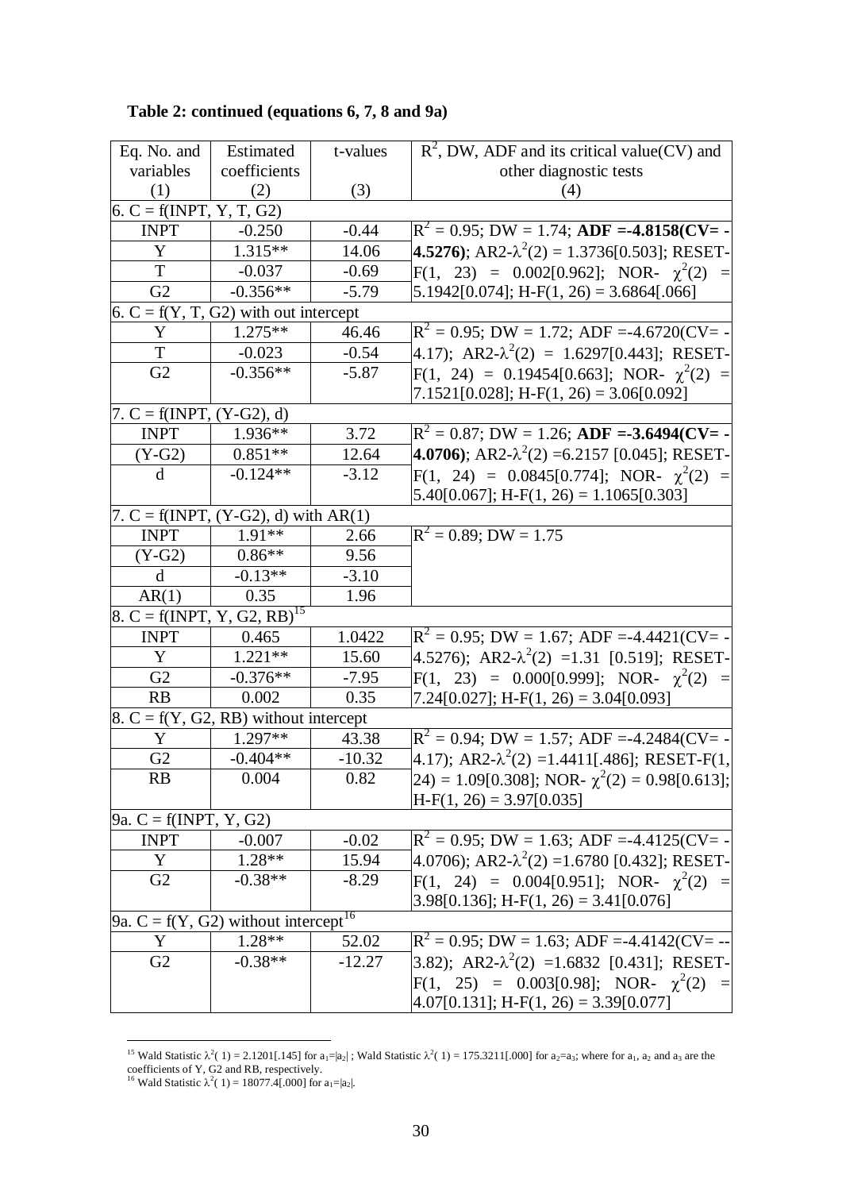**Table 2: continued (equations 6, 7, 8 and 9a)**

| Eq. No. and variables (1) | Estimated coefficients (2) | t-values (3) | $R^2$, DW, ADF and its critical value(CV) and other diagnostic tests (4) |
|---|---|---|---|
| 6. C = f(INPT, Y, T, G2) | | | |
| INPT | -0.250 | -0.44 | $R^2$ = 0.95; DW = 1.74; **ADF =-4.8158(CV= -4.5276)**; AR2-$\lambda^2(2)$ = 1.3736[0.503]; RESET-F(1, 23) = 0.002[0.962]; NOR- $\chi^2(2)$ = 5.1942[0.074]; H-F(1, 26) = 3.6864[.066] |
| Y | 1.315** | 14.06 | |
| T | -0.037 | -0.69 | |
| G2 | -0.356** | -5.79 | |
| 6. C = f(Y, T, G2) with out intercept | | | |
| Y | 1.275** | 46.46 | $R^2$ = 0.95; DW = 1.72; ADF =-4.6720(CV= -4.17); AR2-$\lambda^2(2)$ = 1.6297[0.443]; RESET-F(1, 24) = 0.19454[0.663]; NOR- $\chi^2(2)$ = 7.1521[0.028]; H-F(1, 26) = 3.06[0.092] |
| T | -0.023 | -0.54 | |
| G2 | -0.356** | -5.87 | |
| 7. C = f(INPT, (Y-G2), d) | | | |
| INPT | 1.936** | 3.72 | $R^2$ = 0.87; DW = 1.26; **ADF =-3.6494(CV= -4.0706)**; AR2-$\lambda^2(2)$ =6.2157 [0.045]; RESET-F(1, 24) = 0.0845[0.774]; NOR- $\chi^2(2)$ = 5.40[0.067]; H-F(1, 26) = 1.1065[0.303] |
| (Y-G2) | 0.851** | 12.64 | |
| d | -0.124** | -3.12 | |
| 7. C = f(INPT, (Y-G2), d) with AR(1) | | | |
| INPT | 1.91** | 2.66 | $R^2$ = 0.89; DW = 1.75 |
| (Y-G2) | 0.86** | 9.56 | |
| d | -0.13** | -3.10 | |
| AR(1) | 0.35 | 1.96 | |
| 8. C = f(INPT, Y, G2, RB)[15] | | | |
| INPT | 0.465 | 1.0422 | $R^2$ = 0.95; DW = 1.67; ADF =-4.4421(CV= -4.5276); AR2-$\lambda^2(2)$ =1.31 [0.519]; RESET-F(1, 23) = 0.000[0.999]; NOR- $\chi^2(2)$ = 7.24[0.027]; H-F(1, 26) = 3.04[0.093] |
| Y | 1.221** | 15.60 | |
| G2 | -0.376** | -7.95 | |
| RB | 0.002 | 0.35 | |
| 8. C = f(Y, G2, RB) without intercept | | | |
| Y | 1.297** | 43.38 | $R^2$ = 0.94; DW = 1.57; ADF =-4.2484(CV= -4.17); AR2-$\lambda^2(2)$ =1.4411[.486]; RESET-F(1, 24) = 1.09[0.308]; NOR- $\chi^2(2)$ = 0.98[0.613]; H-F(1, 26) = 3.97[0.035] |
| G2 | -0.404** | -10.32 | |
| RB | 0.004 | 0.82 | |
| 9a. C = f(INPT, Y, G2) | | | |
| INPT | -0.007 | -0.02 | $R^2$ = 0.95; DW = 1.63; ADF =-4.4125(CV= -4.0706); AR2-$\lambda^2(2)$ =1.6780 [0.432]; RESET-F(1, 24) = 0.004[0.951]; NOR- $\chi^2(2)$ = 3.98[0.136]; H-F(1, 26) = 3.41[0.076] |
| Y | 1.28** | 15.94 | |
| G2 | -0.38** | -8.29 | |
| 9a. C = f(Y, G2) without intercept[16] | | | |
| Y | 1.28** | 52.02 | $R^2$ = 0.95; DW = 1.63; ADF =-4.4142(CV= --3.82); AR2-$\lambda^2(2)$ =1.6832 [0.431]; RESET-F(1, 25) = 0.003[0.98]; NOR- $\chi^2(2)$ = 4.07[0.131]; H-F(1, 26) = 3.39[0.077] |
| G2 | -0.38** | -12.27 | |

[15] Wald Statistic $\lambda^2(1)$ = 2.1201[.145] for $a_1=|a_2|$ ; Wald Statistic $\lambda^2(1)$ = 175.3211[.000] for $a_2=a_3$; where for $a_1$, $a_2$ and $a_3$ are the coefficients of Y, G2 and RB, respectively.

[16] Wald Statistic $\lambda^2(1)$ = 18077.4[.000] for $a_1=|a_2|$.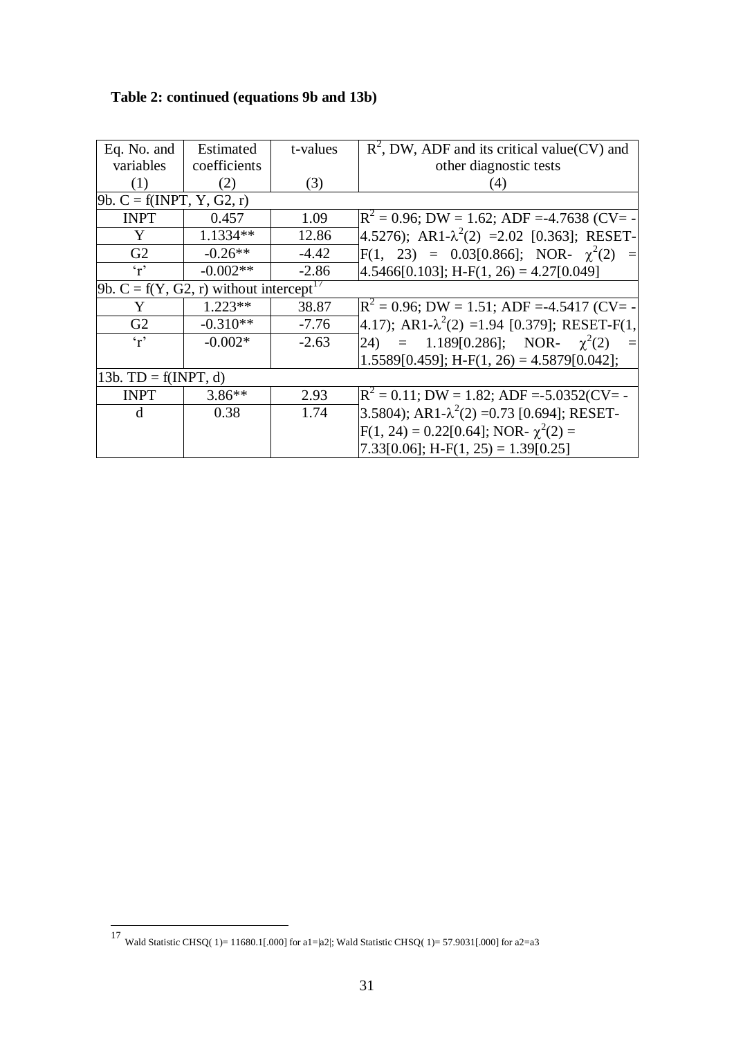**Table 2: continued (equations 9b and 13b)**

| Eq. No. and variables (1) | Estimated coefficients (2) | t-values (3) | $R^2$, DW, ADF and its critical value(CV) and other diagnostic tests (4) |
|---|---|---|---|
| 9b. C = f(INPT, Y, G2, r) | | | |
| INPT | 0.457 | 1.09 | $R^2$ = 0.96; DW = 1.62; ADF =-4.7638 (CV= -4.5276); AR1-$\lambda^2(2)$ =2.02 [0.363]; RESET-F(1, 23) = 0.03[0.866]; NOR- $\chi^2(2)$ = 4.5466[0.103]; H-F(1, 26) = 4.27[0.049] |
| Y | 1.1334** | 12.86 | |
| G2 | -0.26** | -4.42 | |
| 'r' | -0.002** | -2.86 | |
| 9b. C = f(Y, G2, r) without intercept[17] | | | |
| Y | 1.223** | 38.87 | $R^2$ = 0.96; DW = 1.51; ADF =-4.5417 (CV= -4.17); AR1-$\lambda^2(2)$ =1.94 [0.379]; RESET-F(1, 24) = 1.189[0.286]; NOR- $\chi^2(2)$ = 1.5589[0.459]; H-F(1, 26) = 4.5879[0.042]; |
| G2 | -0.310** | -7.76 | |
| 'r' | -0.002* | -2.63 | |
| 13b. TD = f(INPT, d) | | | |
| INPT | 3.86** | 2.93 | $R^2$ = 0.11; DW = 1.82; ADF =-5.0352(CV= -3.5804); AR1-$\lambda^2(2)$ =0.73 [0.694]; RESET-F(1, 24) = 0.22[0.64]; NOR- $\chi^2(2)$ = 7.33[0.06]; H-F(1, 25) = 1.39[0.25] |
| d | 0.38 | 1.74 | |

[17] Wald Statistic CHSQ( 1)= 11680.1[.000] for a1=|a2|; Wald Statistic CHSQ( 1)= 57.9031[.000] for a2=a3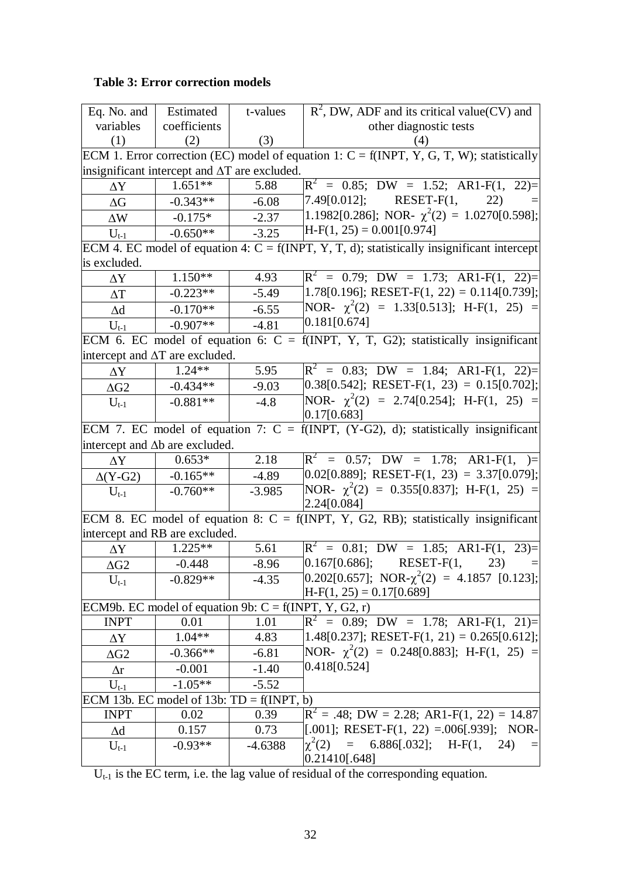**Table 3: Error correction models**

| Eq. No. and variables (1) | Estimated coefficients (2) | t-values (3) | $R^2$, DW, ADF and its critical value(CV) and other diagnostic tests (4) |
|---|---|---|---|
| ECM 1. Error correction (EC) model of equation 1: C = f(INPT, Y, G, T, W); statistically insignificant intercept and $\Delta T$ are excluded. | | | |
| $\Delta Y$ | 1.651** | 5.88 | $R^2$ = 0.85; DW = 1.52; AR1-F(1, 22)= 7.49[0.012]; RESET-F(1, 22) = 1.1982[0.286]; NOR- $\chi^2(2)$ = 1.0270[0.598]; H-F(1, 25) = 0.001[0.974] |
| $\Delta G$ | -0.343** | -6.08 | |
| $\Delta W$ | -0.175* | -2.37 | |
| $U_{t-1}$ | -0.650** | -3.25 | |
| ECM 4. EC model of equation 4: C = f(INPT, Y, T, d); statistically insignificant intercept is excluded. | | | |
| $\Delta Y$ | 1.150** | 4.93 | $R^2$ = 0.79; DW = 1.73; AR1-F(1, 22)= 1.78[0.196]; RESET-F(1, 22) = 0.114[0.739]; NOR- $\chi^2(2)$ = 1.33[0.513]; H-F(1, 25) = 0.181[0.674] |
| $\Delta T$ | -0.223** | -5.49 | |
| $\Delta d$ | -0.170** | -6.55 | |
| $U_{t-1}$ | -0.907** | -4.81 | |
| ECM 6. EC model of equation 6: C = f(INPT, Y, T, G2); statistically insignificant intercept and $\Delta T$ are excluded. | | | |
| $\Delta Y$ | 1.24** | 5.95 | $R^2$ = 0.83; DW = 1.84; AR1-F(1, 22)= 0.38[0.542]; RESET-F(1, 23) = 0.15[0.702]; NOR- $\chi^2(2)$ = 2.74[0.254]; H-F(1, 25) = 0.17[0.683] |
| $\Delta G2$ | -0.434** | -9.03 | |
| $U_{t-1}$ | -0.881** | -4.8 | |
| ECM 7. EC model of equation 7: C = f(INPT, (Y-G2), d); statistically insignificant intercept and $\Delta b$ are excluded. | | | |
| $\Delta Y$ | 0.653* | 2.18 | $R^2$ = 0.57; DW = 1.78; AR1-F(1, )= 0.02[0.889]; RESET-F(1, 23) = 3.37[0.079]; NOR- $\chi^2(2)$ = 0.355[0.837]; H-F(1, 25) = 2.24[0.084] |
| $\Delta$(Y-G2) | -0.165** | -4.89 | |
| $U_{t-1}$ | -0.760** | -3.985 | |
| ECM 8. EC model of equation 8: C = f(INPT, Y, G2, RB); statistically insignificant intercept and RB are excluded. | | | |
| $\Delta Y$ | 1.225** | 5.61 | $R^2$ = 0.81; DW = 1.85; AR1-F(1, 23)= 0.167[0.686]; RESET-F(1, 23) = 0.202[0.657]; NOR-$\chi^2(2)$ = 4.1857 [0.123]; H-F(1, 25) = 0.17[0.689] |
| $\Delta G2$ | -0.448 | -8.96 | |
| $U_{t-1}$ | -0.829** | -4.35 | |
| ECM9b. EC model of equation 9b: C = f(INPT, Y, G2, r) | | | |
| INPT | 0.01 | 1.01 | $R^2$ = 0.89; DW = 1.78; AR1-F(1, 21)= 1.48[0.237]; RESET-F(1, 21) = 0.265[0.612]; NOR- $\chi^2(2)$ = 0.248[0.883]; H-F(1, 25) = 0.418[0.524] |
| $\Delta Y$ | 1.04** | 4.83 | |
| $\Delta G2$ | -0.366** | -6.81 | |
| $\Delta r$ | -0.001 | -1.40 | |
| $U_{t-1}$ | -1.05** | -5.52 | |
| ECM 13b. EC model of 13b: TD = f(INPT, b) | | | |
| INPT | 0.02 | 0.39 | $R^2$ = .48; DW = 2.28; AR1-F(1, 22) = 14.87 [.001]; RESET-F(1, 22) =.006[.939]; NOR- $\chi^2(2)$ = 6.886[.032]; H-F(1, 24) = 0.21410[.648] |
| $\Delta d$ | 0.157 | 0.73 | |
| $U_{t-1}$ | -0.93** | -4.6388 | |

$U_{t-1}$ is the EC term, i.e. the lag value of residual of the corresponding equation.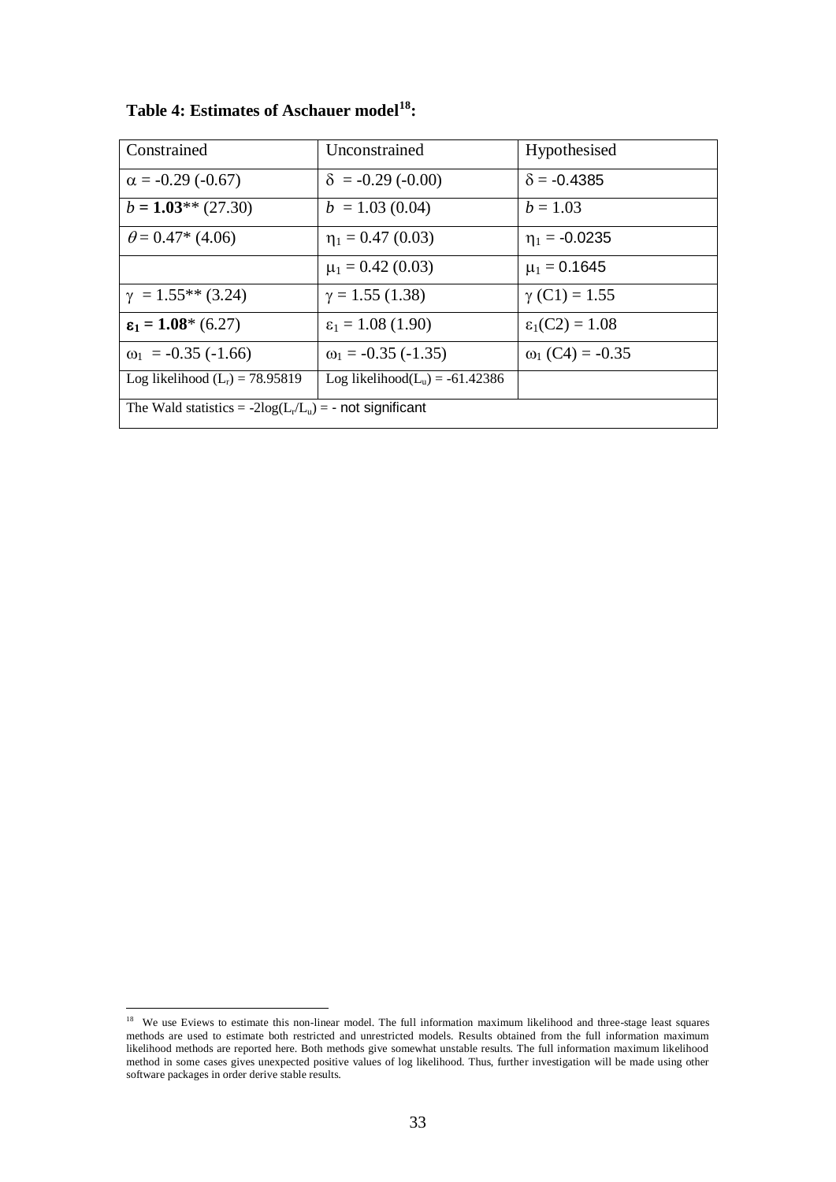**Table 4: Estimates of Aschauer model[18]:**

| Constrained | Unconstrained | Hypothesised |
|---|---|---|
| $\alpha = -0.29$ (-0.67) | $\delta = -0.29$ (-0.00) | $\delta = -0.4385$ |
| $b =$ **1.03**** (27.30) | $b = 1.03$ (0.04) | $b = 1.03$ |
| $\theta = 0.47$* (4.06) | $\eta_1 = 0.47$ (0.03) | $\eta_1 = -0.0235$ |
| | $\mu_1 = 0.42$ (0.03) | $\mu_1 = 0.1645$ |
| $\gamma = 1.55$** (3.24) | $\gamma = 1.55$ (1.38) | $\gamma$ (C1) $= 1.55$ |
| $\boldsymbol{\varepsilon_1 = 1.08}$* (6.27) | $\varepsilon_1 = 1.08$ (1.90) | $\varepsilon_1$(C2) $= 1.08$ |
| $\omega_1 = -0.35$ (-1.66) | $\omega_1 = -0.35$ (-1.35) | $\omega_1$ (C4) $= -0.35$ |
| Log likelihood ($L_r$) = 78.95819 | Log likelihood($L_u$) = -61.42386 | |
| The Wald statistics = $-2\log(L_r/L_u)$ = - not significant | | |

[18] We use Eviews to estimate this non-linear model. The full information maximum likelihood and three-stage least squares methods are used to estimate both restricted and unrestricted models. Results obtained from the full information maximum likelihood methods are reported here. Both methods give somewhat unstable results. The full information maximum likelihood method in some cases gives unexpected positive values of log likelihood. Thus, further investigation will be made using other software packages in order derive stable results.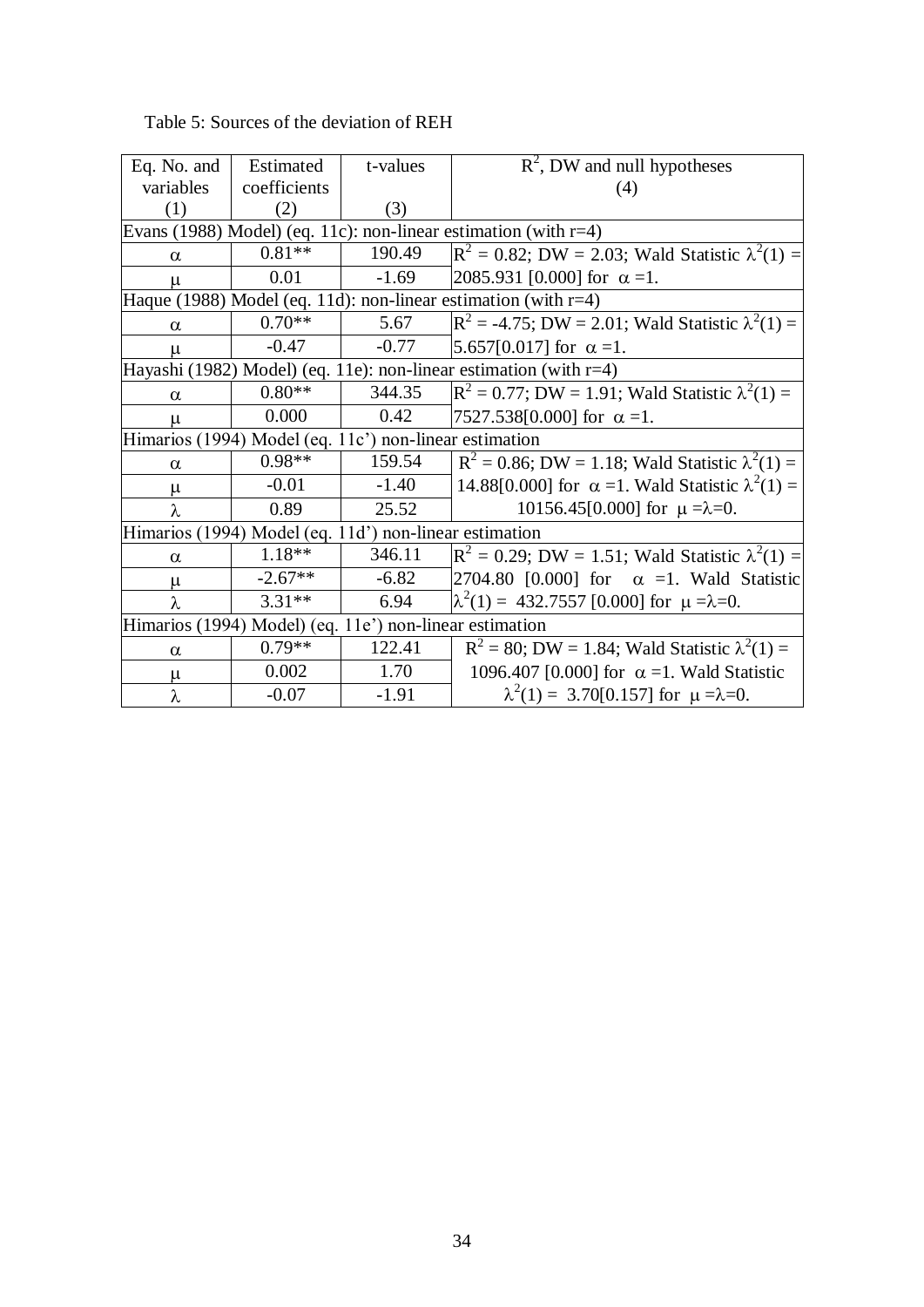Table 5: Sources of the deviation of REH

| Eq. No. and variables (1) | Estimated coefficients (2) | t-values (3) | $R^2$, DW and null hypotheses (4) |
|---|---|---|---|
| Evans (1988) Model) (eq. 11c): non-linear estimation (with r=4) | | | |
| $\alpha$ | 0.81** | 190.49 | $R^2$ = 0.82; DW = 2.03; Wald Statistic $\lambda^2(1)$ = 2085.931 [0.000] for $\alpha$ =1. |
| $\mu$ | 0.01 | -1.69 | |
| Haque (1988) Model (eq. 11d): non-linear estimation (with r=4) | | | |
| $\alpha$ | 0.70** | 5.67 | $R^2$ = -4.75; DW = 2.01; Wald Statistic $\lambda^2(1)$ = 5.657[0.017] for $\alpha$ =1. |
| $\mu$ | -0.47 | -0.77 | |
| Hayashi (1982) Model) (eq. 11e): non-linear estimation (with r=4) | | | |
| $\alpha$ | 0.80** | 344.35 | $R^2$ = 0.77; DW = 1.91; Wald Statistic $\lambda^2(1)$ = 7527.538[0.000] for $\alpha$ =1. |
| $\mu$ | 0.000 | 0.42 | |
| Himarios (1994) Model (eq. 11c') non-linear estimation | | | |
| $\alpha$ | 0.98** | 159.54 | $R^2$ = 0.86; DW = 1.18; Wald Statistic $\lambda^2(1)$ = 14.88[0.000] for $\alpha$ =1. Wald Statistic $\lambda^2(1)$ = 10156.45[0.000] for $\mu$ =$\lambda$=0. |
| $\mu$ | -0.01 | -1.40 | |
| $\lambda$ | 0.89 | 25.52 | |
| Himarios (1994) Model (eq. 11d') non-linear estimation | | | |
| $\alpha$ | 1.18** | 346.11 | $R^2$ = 0.29; DW = 1.51; Wald Statistic $\lambda^2(1)$ = 2704.80 [0.000] for $\alpha$ =1. Wald Statistic $\lambda^2(1)$ = 432.7557 [0.000] for $\mu$ =$\lambda$=0. |
| $\mu$ | -2.67** | -6.82 | |
| $\lambda$ | 3.31** | 6.94 | |
| Himarios (1994) Model) (eq. 11e') non-linear estimation | | | |
| $\alpha$ | 0.79** | 122.41 | $R^2$ = 80; DW = 1.84; Wald Statistic $\lambda^2(1)$ = 1096.407 [0.000] for $\alpha$ =1. Wald Statistic $\lambda^2(1)$ = 3.70[0.157] for $\mu$ =$\lambda$=0. |
| $\mu$ | 0.002 | 1.70 | |
| $\lambda$ | -0.07 | -1.91 | |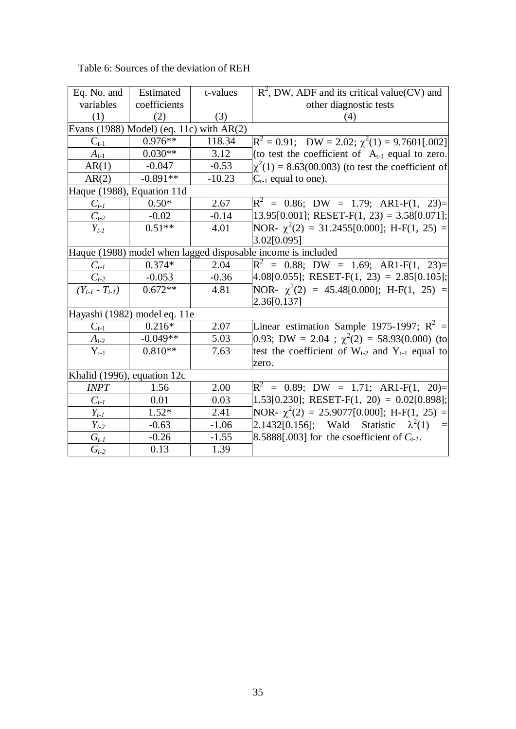Table 6: Sources of the deviation of REH

| Eq. No. and variables (1) | Estimated coefficients (2) | t-values (3) | $R^2$, DW, ADF and its critical value(CV) and other diagnostic tests (4) |
|---|---|---|---|
| Evans (1988) Model) (eq. 11c) with AR(2) | | | |
| $C_{t-1}$ | 0.976** | 118.34 | $R^2$ = 0.91; DW = 2.02; $\chi^2(1)$ = 9.7601[.002] (to test the coefficient of $A_{t-1}$ equal to zero. $\chi^2(1)$ = 8.63(00.003) (to test the coefficient of $C_{t-1}$ equal to one). |
| $A_{t-1}$ | 0.030** | 3.12 | |
| AR(1) | -0.047 | -0.53 | |
| AR(2) | -0.891** | -10.23 | |
| Haque (1988), Equation 11d | | | |
| $C_{t-1}$ | 0.50* | 2.67 | $R^2$ = 0.86; DW = 1.79; AR1-F(1, 23)= 13.95[0.001]; RESET-F(1, 23) = 3.58[0.071]; NOR- $\chi^2(2)$ = 31.2455[0.000]; H-F(1, 25) = 3.02[0.095] |
| $C_{t-2}$ | -0.02 | -0.14 | |
| $Y_{t-1}$ | 0.51** | 4.01 | |
| Haque (1988) model when lagged disposable income is included | | | |
| $C_{t-1}$ | 0.374* | 2.04 | $R^2$ = 0.88; DW = 1.69; AR1-F(1, 23)= 4.08[0.055]; RESET-F(1, 23) = 2.85[0.105]; NOR- $\chi^2(2)$ = 45.48[0.000]; H-F(1, 25) = 2.36[0.137] |
| $C_{t-2}$ | -0.053 | -0.36 | |
| $(Y_{t-1} - T_{t-1})$ | 0.672** | 4.81 | |
| Hayashi (1982) model eq. 11e | | | |
| $C_{t-1}$ | 0.216* | 2.07 | Linear estimation Sample 1975-1997; $R^2$ = 0.93; DW = 2.04 ; $\chi^2(2)$ = 58.93(0.000) (to test the coefficient of $W_{t-2}$ and $Y_{t-1}$ equal to zero. |
| $A_{t-2}$ | -0.049** | 5.03 | |
| $Y_{t-1}$ | 0.810** | 7.63 | |
| Khalid (1996), equation 12c | | | |
| *INPT* | 1.56 | 2.00 | $R^2$ = 0.89; DW = 1.71; AR1-F(1, 20)= 1.53[0.230]; RESET-F(1, 20) = 0.02[0.898]; NOR- $\chi^2(2)$ = 25.9077[0.000]; H-F(1, 25) = 2.1432[0.156]; Wald Statistic $\lambda^2(1)$ = 8.5888[.003] for the csoefficient of $C_{t-1}$. |
| $C_{t-1}$ | 0.01 | 0.03 | |
| $Y_{t-1}$ | 1.52* | 2.41 | |
| $Y_{t-2}$ | -0.63 | -1.06 | |
| $G_{t-1}$ | -0.26 | -1.55 | |
| $G_{t-2}$ | 0.13 | 1.39 | |